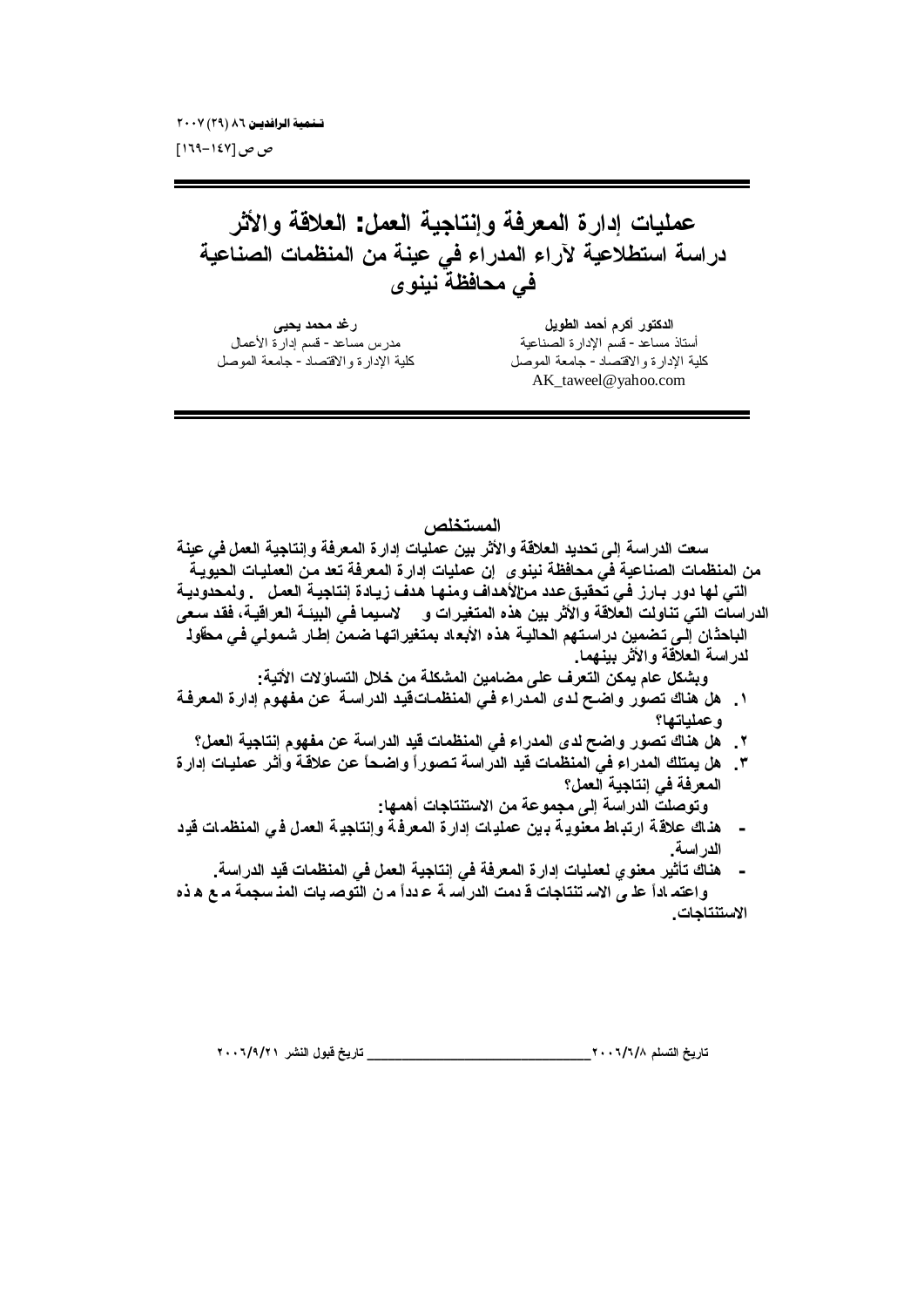# عمليات إدارة المعرفة وإنتاجية العمل: العلاقة والأثر
## دراسة استطلاعية لآراء المدراء في عينة من المنظمات الصناعية في محافظة نينوى

**الدكتور أكرم أحمد الطويل**
أستاذ مساعد - قسم الإدارة الصناعية
كلية الإدارة والاقتصاد - جامعة الموصل
AK_taweel@yahoo.com

**رغد محمد يحيى**
مدرس مساعد - قسم إدارة الأعمال
كلية الإدارة والاقتصاد - جامعة الموصل

### المستخلص

**سعت الدراسة إلى تحديد العلاقة والأثر بين عمليات إدارة المعرفة وإنتاجية العمل في عينة من المنظمات الصناعية في محافظة نينوى إن عمليات إدارة المعرفة تعد من العمليات الحيوية التي لها دور بارز في تحقيق عدد من الأهداف ومنها هدف زيادة إنتاجية العمل . ولمحدودية الدراسات التي تناولت العلاقة والأثر بين هذه المتغيرات و لاسيما في البيئة العراقية، فقد سعى الباحثان إلى تضمين دراستهم الحالية هذه الأبعاد بمتغيراتها ضمن إطار شمولي في محاولة لدراسة العلاقة والأثر بينهما.**

**وبشكل عام يمكن التعرف على مضامين المشكلة من خلال التساؤلات الآتية:**

١. **هل هناك تصور واضح لدى المدراء في المنظمات قيد الدراسة عن مفهوم إدارة المعرفة وعملياتها؟**
٢. **هل هناك تصور واضح لدى المدراء في المنظمات قيد الدراسة عن مفهوم إنتاجية العمل؟**
٣. **هل يمتلك المدراء في المنظمات قيد الدراسة تصوراً واضحاً عن علاقة وأثر عمليات إدارة المعرفة في إنتاجية العمل؟**

**وتوصلت الدراسة إلى مجموعة من الاستنتاجات أهمها:**

- **هناك علاقة ارتباط معنوية بين عمليات إدارة المعرفة وإنتاجية العمل في المنظمات قيد الدراسة.**
- **هناك تأثير معنوي لعمليات إدارة المعرفة في إنتاجية العمل في المنظمات قيد الدراسة.**

**واعتماداً على الاستنتاجات قدمت الدراسة عدداً من التوصيات المنسجمة مع هذه الاستنتاجات.**

تاريخ التسلم ٢٠٠٦/٦/٨ ______ تاريخ قبول النشر ٢٠٠٦/٩/٢١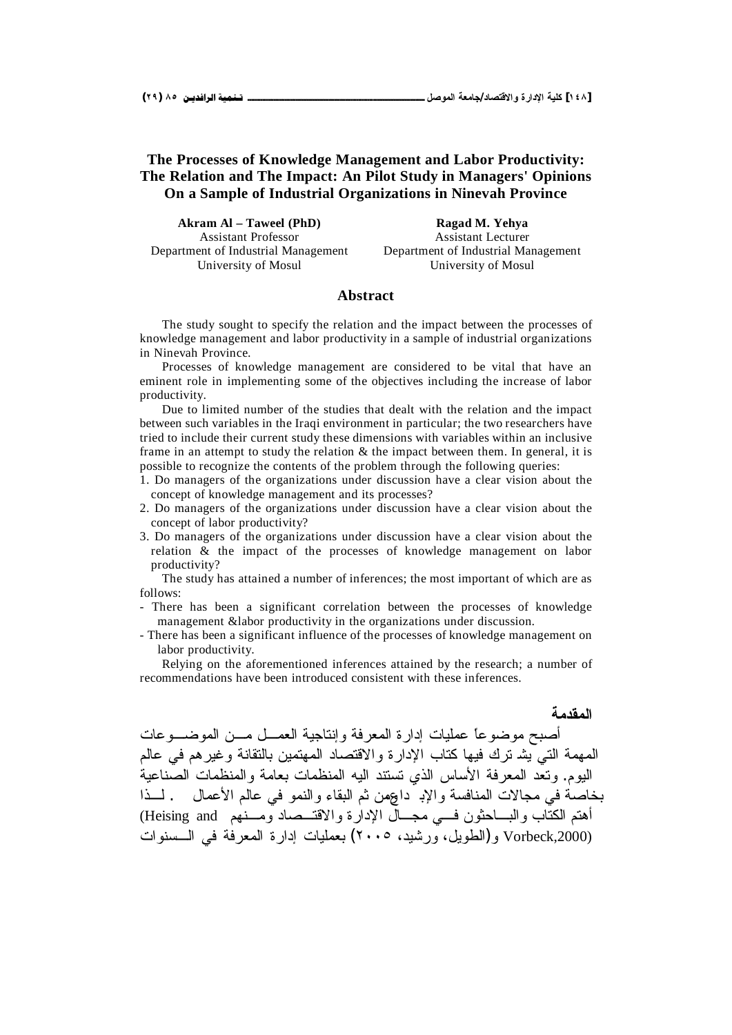# The Processes of Knowledge Management and Labor Productivity: The Relation and The Impact: An Pilot Study in Managers' Opinions On a Sample of Industrial Organizations in Nineveh Province

**Akram Al – Taweel (PhD)**
Assistant Professor
Department of Industrial Management
University of Mosul

**Ragad M. Yehya**
Assistant Lecturer
Department of Industrial Management
University of Mosul

## Abstract

The study sought to specify the relation and the impact between the processes of knowledge management and labor productivity in a sample of industrial organizations in Ninevah Province.

Processes of knowledge management are considered to be vital that have an eminent role in implementing some of the objectives including the increase of labor productivity.

Due to limited number of the studies that dealt with the relation and the impact between such variables in the Iraqi environment in particular; the two researchers have tried to include their current study these dimensions with variables within an inclusive frame in an attempt to study the relation & the impact between them. In general, it is possible to recognize the contents of the problem through the following queries:

1. Do managers of the organizations under discussion have a clear vision about the concept of knowledge management and its processes?
2. Do managers of the organizations under discussion have a clear vision about the concept of labor productivity?
3. Do managers of the organizations under discussion have a clear vision about the relation & the impact of the processes of knowledge management on labor productivity?

The study has attained a number of inferences; the most important of which are as follows:

- There has been a significant correlation between the processes of knowledge management &labor productivity in the organizations under discussion.
- There has been a significant influence of the processes of knowledge management on labor productivity.

Relying on the aforementioned inferences attained by the research; a number of recommendations have been introduced consistent with these inferences.

## المقدمة

أصبح موضوعاً عمليات إدارة المعرفة وإنتاجية العمل من الموضوعات المهمة التي يشترك فيها كتاب الإدارة والاقتصاد المهتمين بالتقانة وغيرهم في عالم اليوم. وتعد المعرفة الأساس الذي تستند اليه المنظمات بعامة والمنظمات الصناعية بخاصة في مجالات المنافسة والإبداع ومن ثم البقاء والنمو في عالم الأعمال . لذا أهتم الكتاب والباحثون في مجال الإدارة والاقتصاد ومنهم (Heising and Vorbeck,2000) و(الطويل، ورشيد، ٢٠٠٥) بعمليات إدارة المعرفة في السنوات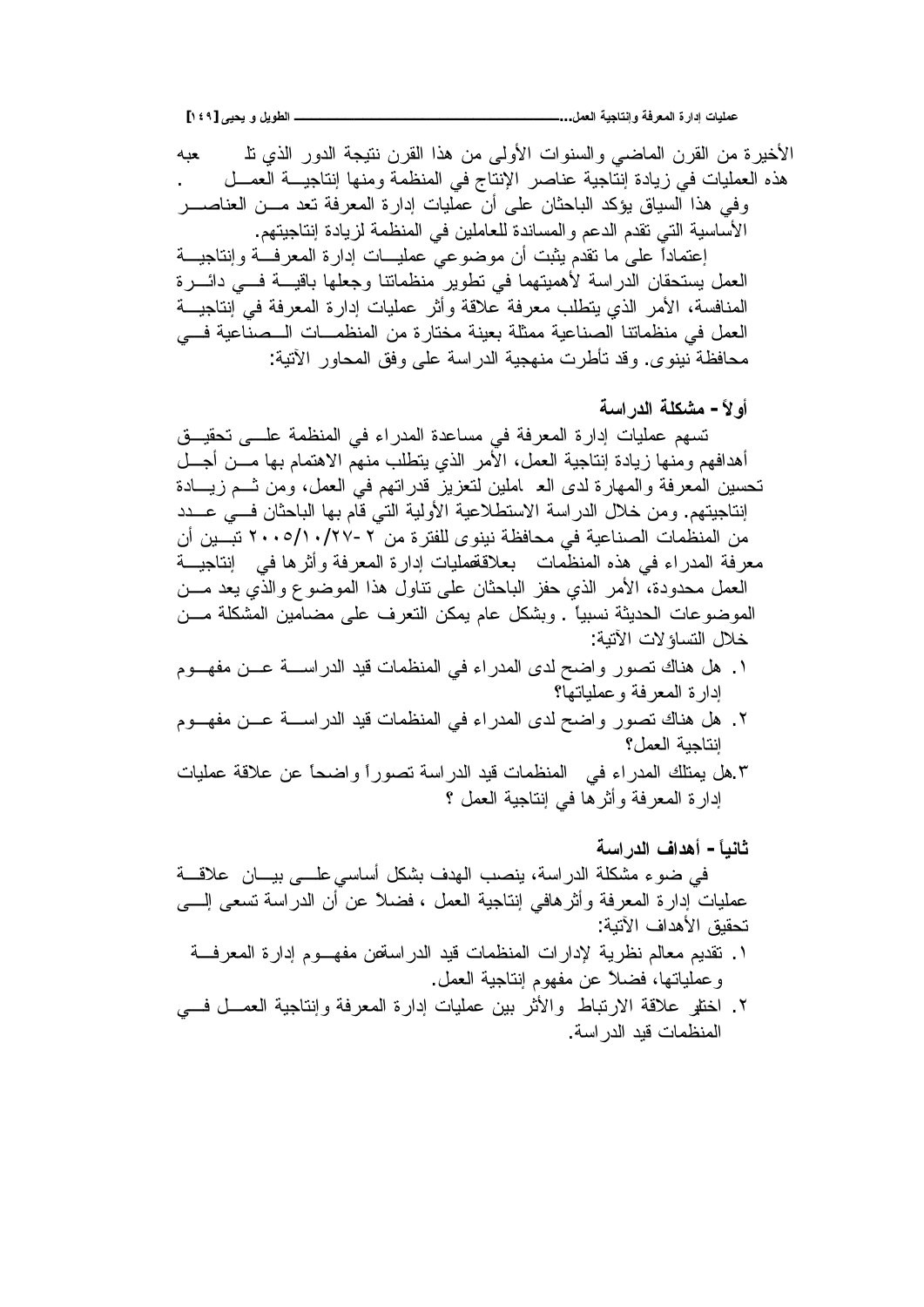الأخيرة من القرن الماضي والسنوات الأولى من هذا القرن نتيجة الدور الذي تلعبه هذه العمليات في زيادة إنتاجية عناصر الإنتاج في المنظمة ومنها إنتاجية العمل. وفي هذا السياق يؤكد الباحثان على أن عمليات إدارة المعرفة تعد من العناصر الأساسية التي تقدم الدعم والمساندة للعاملين في المنظمة لزيادة إنتاجيتهم.

إعتماداً على ما تقدم يثبت أن موضوعي عمليات إدارة المعرفة وإنتاجية العمل يستحقان الدراسة لأهميتهما في تطوير منظماتنا وجعلها باقية في دائرة المنافسة، الأمر الذي يتطلب معرفة علاقة وأثر عمليات إدارة المعرفة في إنتاجية العمل في منظماتنا الصناعية ممثلة بعينة مختارة من المنظمات الصناعية في محافظة نينوى. وقد تأطرت منهجية الدراسة على وفق المحاور الآتية:

## أولاً- مشكلة الدراسة

تسهم عمليات إدارة المعرفة في مساعدة المدراء في المنظمة على تحقيق أهدافهم ومنها زيادة إنتاجية العمل، الأمر الذي يتطلب منهم الاهتمام بها من أجل تحسين المعرفة والمهارة لدى العاملين لتعزيز قدراتهم في العمل، ومن ثم زيادة إنتاجيتهم. ومن خلال الدراسة الاستطلاعية الأولية التي قام بها الباحثان في عدد من المنظمات الصناعية في محافظة نينوى للفترة من ٢-٢٧/١٠/٢٠٠٥ تبين أن معرفة المدراء في هذه المنظمات بعلاقةعمليات إدارة المعرفة وأثرها في إنتاجية العمل محدودة، الأمر الذي حفز الباحثان على تناول هذا الموضوع والذي يعد من الموضوعات الحديثة نسبياً. وبشكل عام يمكن التعرف على مضامين المشكلة من خلال التساؤلات الآتية:

١. هل هناك تصور واضح لدى المدراء في المنظمات قيد الدراسة عن مفهوم إدارة المعرفة وعملياتها؟
٢. هل هناك تصور واضح لدى المدراء في المنظمات قيد الدراسة عن مفهوم إنتاجية العمل؟
٣. هل يمتلك المدراء في المنظمات قيد الدراسة تصوراً واضحاً عن علاقة عمليات إدارة المعرفة وأثرها في إنتاجية العمل؟

## ثانياً- أهداف الدراسة

في ضوء مشكلة الدراسة، ينصب الهدف بشكل أساسي على بيان علاقة عمليات إدارة المعرفة وأثرهافي إنتاجية العمل، فضلاً عن أن الدراسة تسعى إلى تحقيق الأهداف الآتية:

١. تقديم معالم نظرية لإدارات المنظمات قيد الدراسةعن مفهوم إدارة المعرفة وعملياتها، فضلاً عن مفهوم إنتاجية العمل.
٢. اختبار علاقة الارتباط والأثر بين عمليات إدارة المعرفة وإنتاجية العمل في المنظمات قيد الدراسة.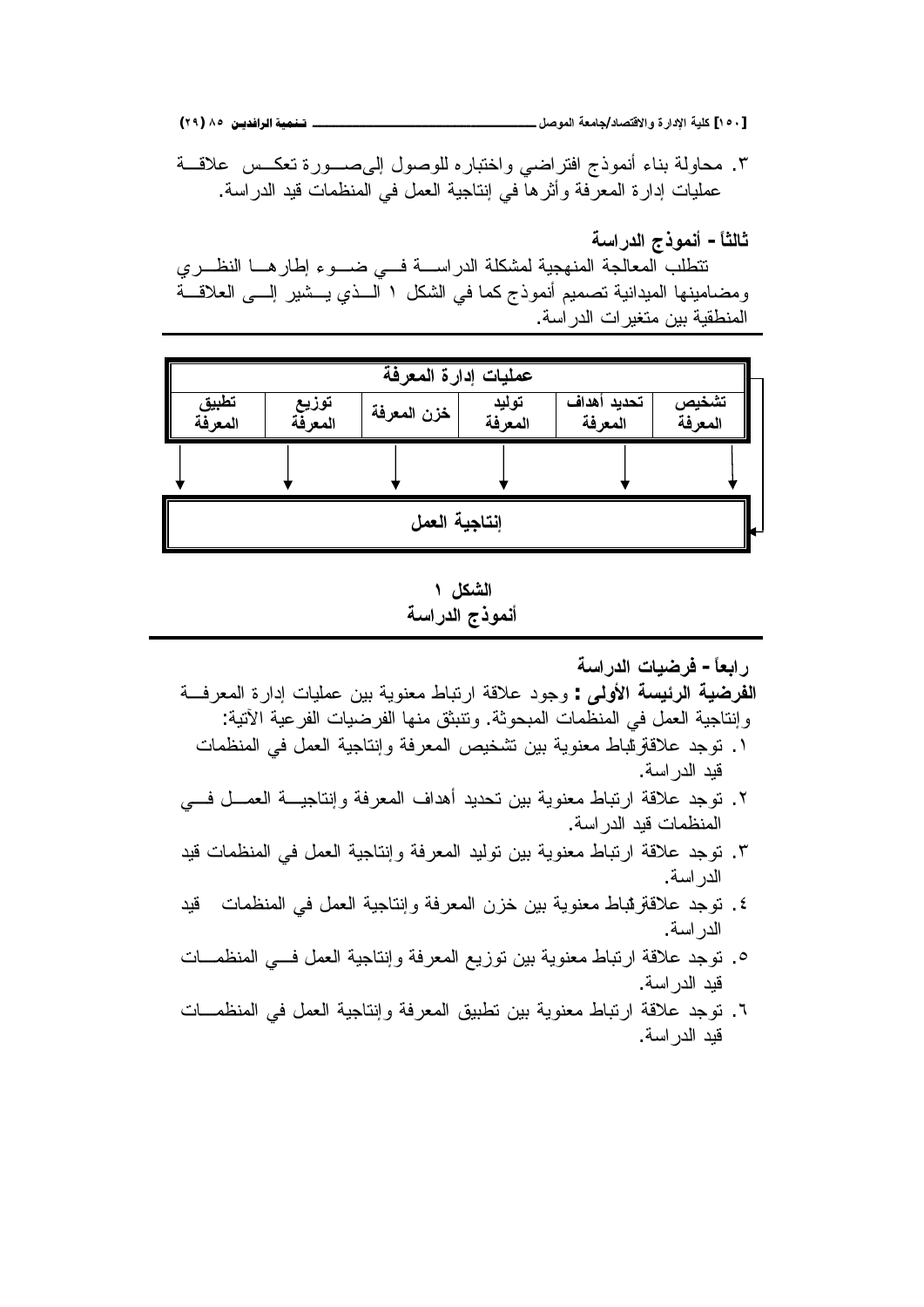٣. محاولة بناء أنموذج افتراضي واختباره للوصول إلىصورة تعكس علاقة عمليات إدارة المعرفة وأثرها في إنتاجية العمل في المنظمات قيد الدراسة.

### ثالثاً - أنموذج الدراسة

تتطلب المعالجة المنهجية لمشكلة الدراسة في ضوء إطارها النظري ومضامينها الميدانية تصميم أنموذج كما في الشكل ١ الذي يشير إلى العلاقة المنطقية بين متغيرات الدراسة.

| عمليات إدارة المعرفة | | | | | |
|---|---|---|---|---|---|
| تشخيص المعرفة | تحديد أهداف المعرفة | توليد المعرفة | خزن المعرفة | توزيع المعرفة | تطبيق المعرفة |
| ↓ | ↓ | ↓ | ↓ | ↓ | ↓ |
| إنتاجية العمل | | | | | |

**الشكل ١**
**أنموذج الدراسة**

### رابعاً - فرضيات الدراسة

**الفرضية الرئيسة الأولى :** وجود علاقة ارتباط معنوية بين عمليات إدارة المعرفة وإنتاجية العمل في المنظمات المبحوثة. وتنبثق منها الفرضيات الفرعية الآتية:

١. توجد علاقة ارتباط معنوية بين تشخيص المعرفة وإنتاجية العمل في المنظمات قيد الدراسة.
٢. توجد علاقة ارتباط معنوية بين تحديد أهداف المعرفة وإنتاجية العمل في المنظمات قيد الدراسة.
٣. توجد علاقة ارتباط معنوية بين توليد المعرفة وإنتاجية العمل في المنظمات قيد الدراسة.
٤. توجد علاقة ارتباط معنوية بين خزن المعرفة وإنتاجية العمل في المنظمات قيد الدراسة.
٥. توجد علاقة ارتباط معنوية بين توزيع المعرفة وإنتاجية العمل في المنظمات قيد الدراسة.
٦. توجد علاقة ارتباط معنوية بين تطبيق المعرفة وإنتاجية العمل في المنظمات قيد الدراسة.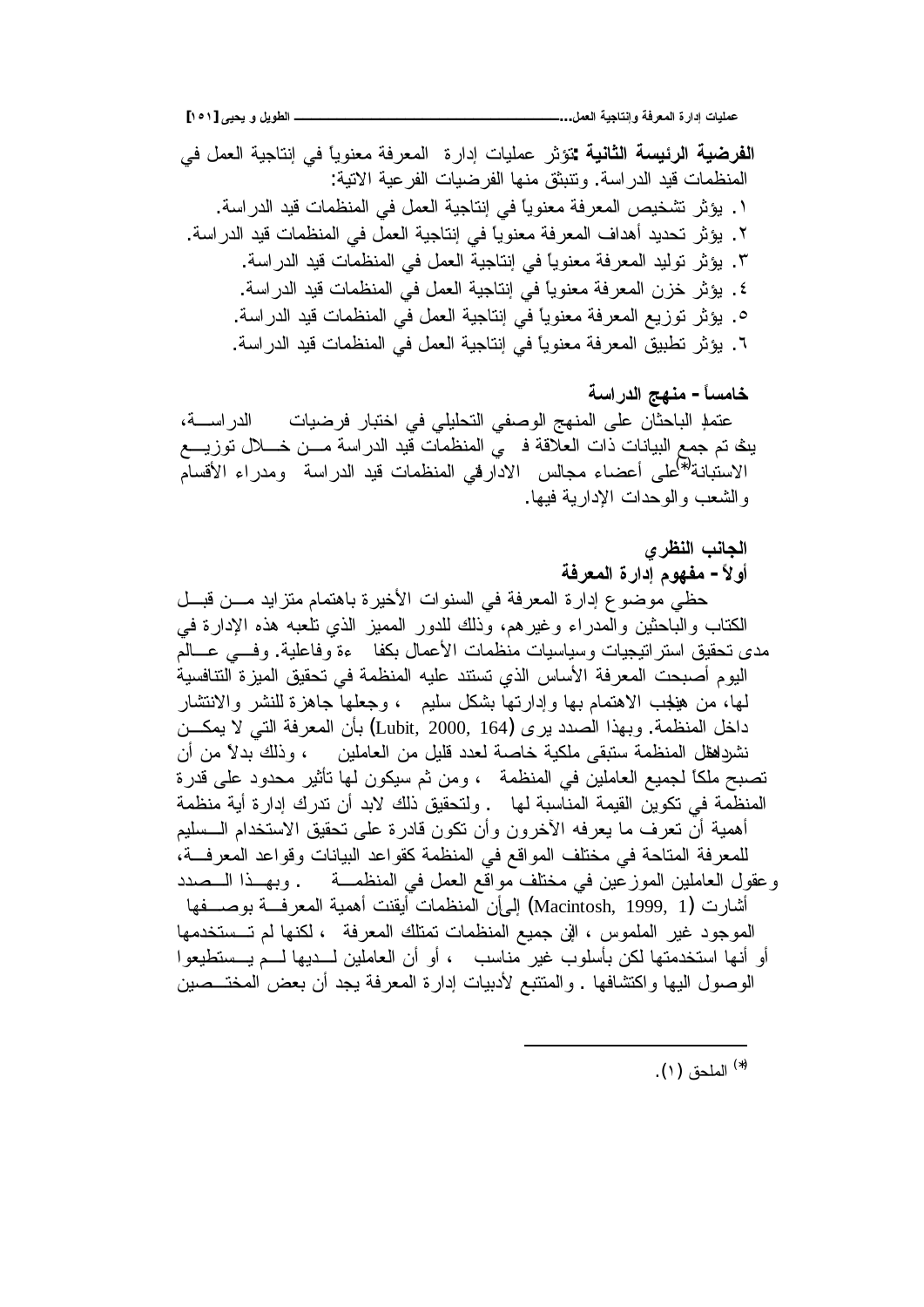**الفرضية الرئيسة الثانية:** تؤثر عمليات إدارة المعرفة معنوياً في إنتاجية العمل في المنظمات قيد الدراسة. وتنبثق منها الفرضيات الفرعية الآتية:

١. يؤثر تشخيص المعرفة معنوياً في إنتاجية العمل في المنظمات قيد الدراسة.
٢. يؤثر تحديد أهداف المعرفة معنوياً في إنتاجية العمل في المنظمات قيد الدراسة.
٣. يؤثر توليد المعرفة معنوياً في إنتاجية العمل في المنظمات قيد الدراسة.
٤. يؤثر خزن المعرفة معنوياً في إنتاجية العمل في المنظمات قيد الدراسة.
٥. يؤثر توزيع المعرفة معنوياً في إنتاجية العمل في المنظمات قيد الدراسة.
٦. يؤثر تطبيق المعرفة معنوياً في إنتاجية العمل في المنظمات قيد الدراسة.

### خامساً - منهج الدراسة

اعتمد الباحثان على المنهج الوصفي التحليلي في اختبار فرضيات الدراسة، إذ تم جمع البيانات ذات العلاقة في المنظمات قيد الدراسة من خلال توزيع الاستبانة(*) على أعضاء مجالس الادارة في المنظمات قيد الدراسة ومدراء الأقسام والشعب والوحدات الإدارية فيها.

## الجانب النظري

### أولاً - مفهوم إدارة المعرفة

حظي موضوع إدارة المعرفة في السنوات الأخيرة باهتمام متزايد من قبل الكتاب والباحثين والمدراء وغيرهم، وذلك للدور المميز الذي تلعبه هذه الإدارة في مدى تحقيق استراتيجيات وسياسات منظمات الأعمال بكفاءة وفاعلية. وفي عالم اليوم أصبحت المعرفة الأساس الذي تستند عليه المنظمة في تحقيق الميزة التنافسية لها، من هنا يجب الاهتمام بها وإدارتها بشكل سليم، وجعلها جاهزة للنشر والانتشار داخل المنظمة. وبهذا الصدد يرى (Lubit, 2000, 164) بأن المعرفة التي لا يمكن نشرها داخل المنظمة ستبقى ملكية خاصة لعدد قليل من العاملين، وذلك بدلاً من أن تصبح ملكاً لجميع العاملين في المنظمة، ومن ثم سيكون لها تأثير محدود على قدرة المنظمة في تكوين القيمة المناسبة لها. ولتحقيق ذلك لابد أن تدرك إدارة أية منظمة أهمية أن تعرف ما يعرفه الآخرون وأن تكون قادرة على تحقيق الاستخدام السليم للمعرفة المتاحة في مختلف المواقع في المنظمة كقواعد البيانات وقواعد المعرفة، وعقول العاملين الموزعين في مختلف مواقع العمل في المنظمة. وبهذا الصدد أشارت (Macintosh, 1999, 1) إلى أن المنظمات أيقنت أهمية المعرفة بوصفها الموجود غير الملموس، إلا أن جميع المنظمات تمتلك المعرفة، لكنها لم تستخدمها أو أنها استخدمتها لكن بأسلوب غير مناسب، أو أن العاملين لديها لم يستطيعوا الوصول اليها واكتشافها. والمتتبع لأدبيات إدارة المعرفة يجد أن بعض المختصين

---

(*) الملحق (١).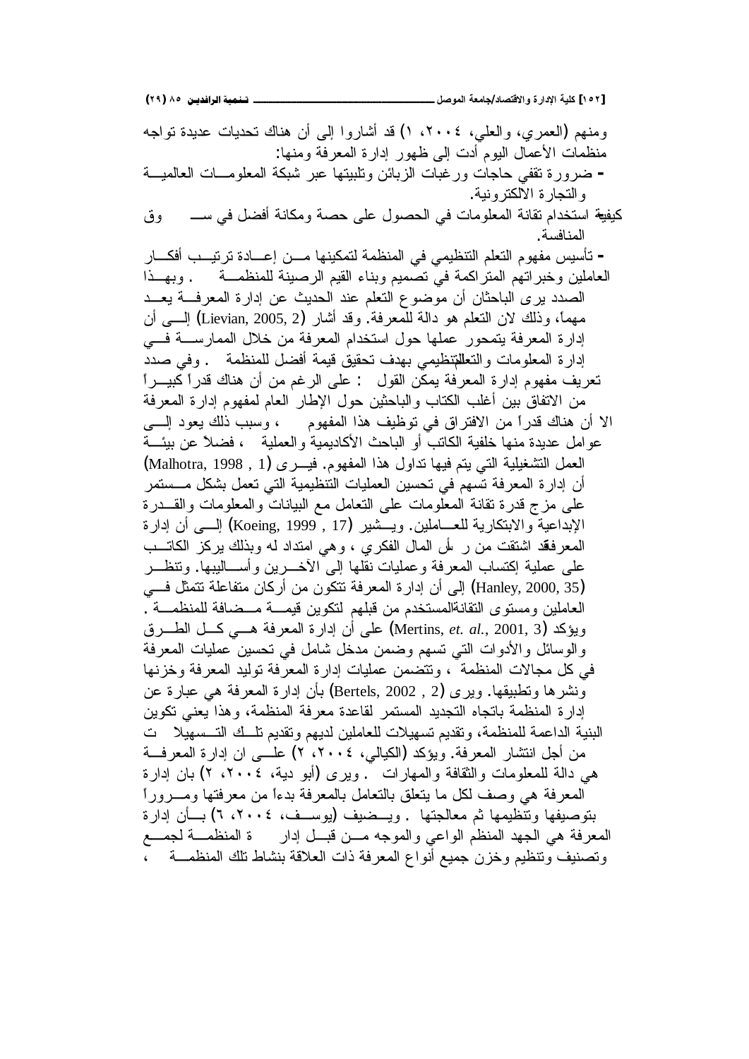ومنهم (العمري، والعلي، ٢٠٠٤، ١) قد أشاروا إلى أن هناك تحديات عديدة تواجه منظمات الأعمال اليوم أدت إلى ظهور إدارة المعرفة ومنها:

- ضرورة تقفي حاجات ورغبات الزبائن وتلبيتها عبر شبكة المعلومات العالمية والتجارة الالكترونية.

كيفية استخدام تقانة المعلومات في الحصول على حصة ومكانة أفضل في سوق المنافسة.

- تأسيس مفهوم التعلم التنظيمي في المنظمة لتمكينها من إعادة ترتيب أفكار العاملين وخبراتهم المتراكمة في تصميم وبناء القيم الرصينة للمنظمة. وبهذا الصدد يرى الباحثان أن موضوع التعلم عند الحديث عن إدارة المعرفة يعد مهماً، وذلك لان التعلم هو دالة للمعرفة. وقد أشار (Lievian, 2005, 2) إلى أن إدارة المعرفة يتمحور عملها حول استخدام المعرفة من خلال الممارسة في إدارة المعلومات والتعلم التنظيمي بهدف تحقيق قيمة أفضل للمنظمة. وفي صدد تعريف مفهوم إدارة المعرفة يمكن القول: على الرغم من أن هناك قدراً كبيراً من الاتفاق بين أغلب الكتاب والباحثين حول الإطار العام لمفهوم إدارة المعرفة الا أن هناك قدراً من الافتراق في توظيف هذا المفهوم، وسبب ذلك يعود إلى عوامل عديدة منها خلفية الكاتب أو الباحث الأكاديمية والعملية، فضلاً عن بيئة العمل التشغيلية التي يتم فيها تداول هذا المفهوم. فيرى (Malhotra, 1998 , 1) أن إدارة المعرفة تسهم في تحسين العمليات التنظيمية التي تعمل بشكل مستمر على مزج قدرة تقانة المعلومات على التعامل مع البيانات والمعلومات والقدرة الإبداعية والابتكارية للعاملين. ويشير (Koeing, 1999 , 17) إلى أن إدارة المعرفة قد اشتقت من رأس المال الفكري، وهي امتداد له وبذلك يركز الكاتب على عملية إكتساب المعرفة وعمليات نقلها إلى الآخرين وأساليبها. وتنظر (Hanley, 2000, 35) إلى أن إدارة المعرفة تتكون من أركان متفاعلة تتمثل في العاملين ومستوى التقانة المستخدم من قبلهم لتكوين قيمة مضافة للمنظمة. ويؤكد (Mertins, *et. al.*, 2001, 3) على أن إدارة المعرفة هي كل الطرق والوسائل والأدوات التي تسهم وضمن مدخل شامل في تحسين عمليات المعرفة في كل مجالات المنظمة، وتتضمن عمليات إدارة المعرفة توليد المعرفة وخزنها ونشرها وتطبيقها. ويرى (Bertels, 2002 , 2) بأن إدارة المعرفة هي عبارة عن إدارة المنظمة باتجاه التجديد المستمر لقاعدة معرفة المنظمة، وهذا يعني تكوين البنية الداعمة للمنظمة، وتقديم تسهيلات للعاملين لديهم وتقديم تلك التسهيلات من أجل انتشار المعرفة. ويؤكد (الكيالي، ٢٠٠٤، ٢) على ان إدارة المعرفة هي دالة للمعلومات والثقافة والمهارات. ويرى (أبو دية، ٢٠٠٤، ٢) بان إدارة المعرفة هي وصف لكل ما يتعلق بالتعامل بالمعرفة بدءاً من معرفتها ومروراً بتوصيفها وتنظيمها ثم معالجتها. ويضيف (يوسف، ٢٠٠٤، ٦) بأن إدارة المعرفة هي الجهد المنظم الواعي والموجه من قبل إدارة المنظمة لجمع وتصنيف وتنظيم وخزن جميع أنواع المعرفة ذات العلاقة بنشاط تلك المنظمة،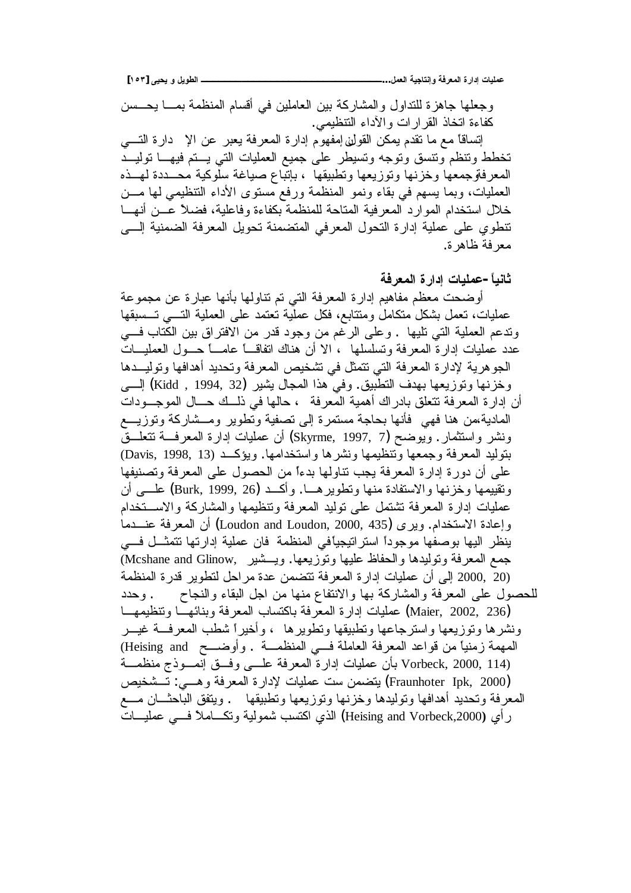وجعلها جاهزة للتداول والمشاركة بين العاملين في أقسام المنظمة بمـا يحـسن كفاءة اتخاذ القرارات والأداء التنظيمي.

إتساقاً مع ما تقدم يمكن القول إن مفهوم إدارة المعرفة يعبر عن الإ دارة التـي تخطط وتنظم وتنسق وتوجه وتسيطر على جميع العمليات التي يـتم فيهـا توليـد المعرفة وجمعها وخزنها وتوزيعها وتطبيقها ، بإتباع صياغة سلوكية محـددة لهـذه العمليات، وبما يسهم في بقاء ونمو المنظمة ورفع مستوى الأداء التنظيمي لها مـن خلال استخدام الموارد المعرفية المتاحة للمنظمة بكفاءة وفاعلية، فضلاً عـن أنهـا تنطوي على عملية إدارة التحول المعرفي المتضمنة تحويل المعرفة الضمنية إلـى معرفة ظاهرة.

### ثانياً -عمليات إدارة المعرفة

أوضحت معظم مفاهيم إدارة المعرفة التي تم تناولها بأنها عبارة عن مجموعة عمليات، تعمل بشكل متكامل ومتتابع، فكل عملية تعتمد على العملية التـي تـسبقها وتدعم العملية التي تليها . وعلى الرغم من وجود قدر من الافتراق بين الكتاب فـي عدد عمليات إدارة المعرفة وتسلسلها ، الا أن هناك اتفاقـاً عامـاً حـول العمليـات الجوهرية لإدارة المعرفة التي تتمثل في تشخيص المعرفة وتحديد أهدافها وتوليـدها وخزنها وتوزيعها بهدف التطبيق. وفي هذا المجال يشير (Kidd , 1994, 32) إلـى أن إدارة المعرفة تتعلق بادراك أهمية المعرفة ، حالها في ذلـك حـال الموجـودات المادية،من هنا فهي فأنها بحاجة مستمرة إلى تصفية وتطوير ومـشاركة وتوزيـع ونشر واستثمار. ويوضح (Skyrme, 1997, 7) أن عمليات إدارة المعرفـة تتعلـق بتوليد المعرفة وجمعها وتنظيمها ونشرها واستخدامها. ويؤكـد (Davis, 1998, 13) على أن دورة إدارة المعرفة يجب تناولها بدءاً من الحصول على المعرفة وتصنيفها وتقييمها وخزنها والاستفادة منها وتطويرهـا. وأكـد (Burk, 1999, 26) علـى أن عمليات إدارة المعرفة تشتمل على توليد المعرفة وتنظيمها والمشاركة والاسـتخدام وإعادة الاستخدام. ويرى (Loudon and Loudon, 2000, 435) أن المعرفة عنـدما ينظر اليها بوصفها موجوداً استراتيجياً في المنظمة فان عملية إدارتها تتمثـل فـي جمع المعرفة وتوليدها والحفاظ عليها وتوزيعها. ويـشير (Mcshane and Glinow, 2000, 20) إلى أن عمليات إدارة المعرفة تتضمن عدة مراحل لتطوير قدرة المنظمة للحصول على المعرفة والمشاركة بها والانتفاع منها من اجل البقاء والنجاح . وحدد (Maier, 2002, 236) عمليات إدارة المعرفة باكتساب المعرفة وبنائهـا وتنظيمهـا ونشرها وتوزيعها واسترجاعها وتطبيقها وتطويرها ، وأخيراً شطب المعرفـة غيـر المهمة زمنياً من قواعد المعرفة العاملة فـي المنظمـة . وأوضـح (Heising and Vorbeck, 2000, 114) بأن عمليات إدارة المعرفة علـى وفـق إنمـوذج منظمـة (Fraunhoter Ipk, 2000) يتضمن ست عمليات لإدارة المعرفة وهـي: تـشخيص المعرفة وتحديد أهدافها وتوليدها وخزنها وتوزيعها وتطبيقها . ويتفق الباحثـان مـع رأي (Heising and Vorbeck,2000) الذي اكتسب شمولية وتكـاملاً فـي عمليـات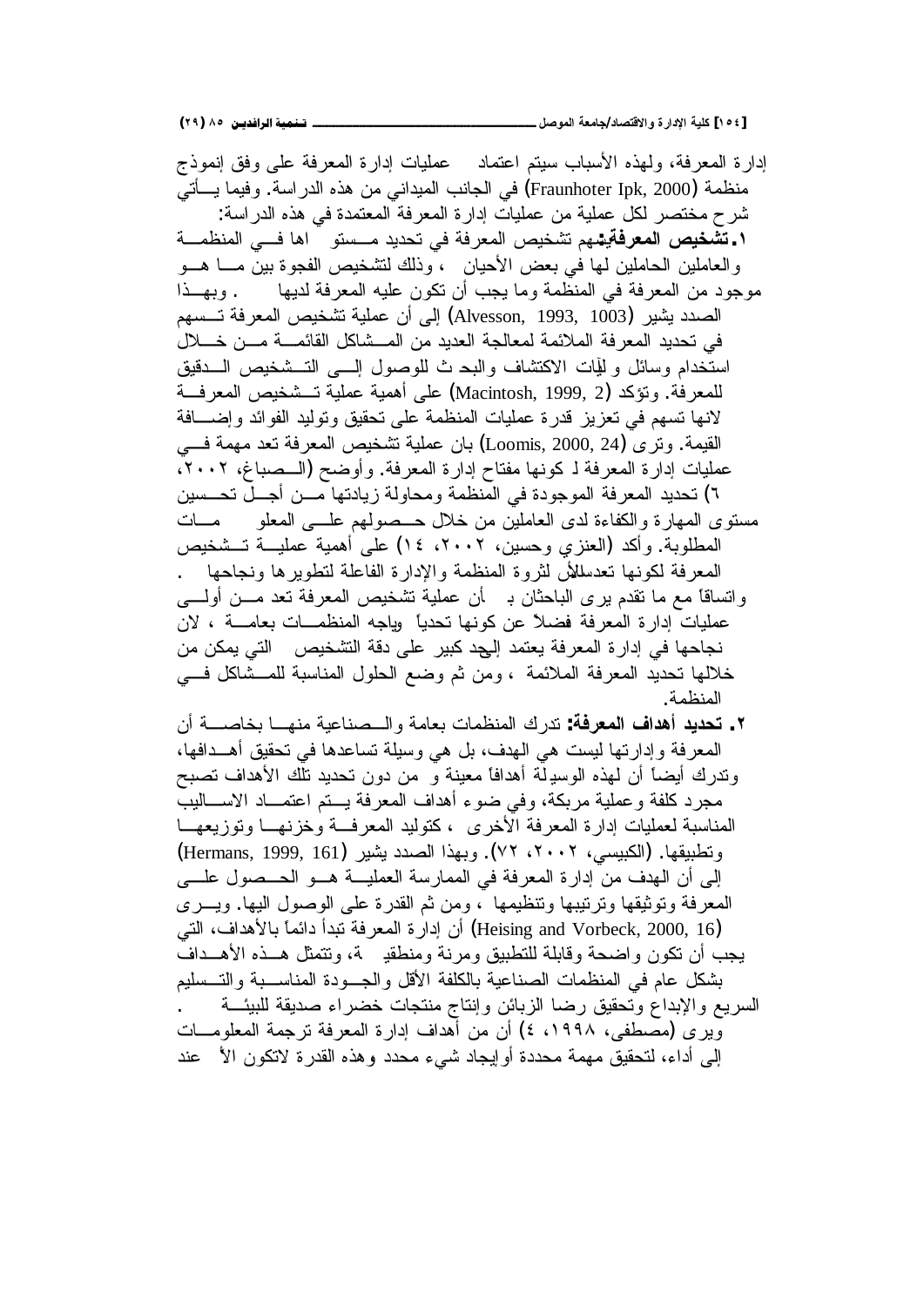إدارة المعرفة، ولهذه الأسباب سيتم اعتماد عمليات إدارة المعرفة على وفق إنموذج منظمة (Fraunhoter Ipk, 2000) في الجانب الميداني من هذه الدراسة. وفيما يأتي شرح مختصر لكل عملية من عمليات إدارة المعرفة المعتمدة في هذه الدراسة:

١. **تشخيص المعرفة:** يسهم تشخيص المعرفة في تحديد مستو اها في المنظمة والعاملين الحاملين لها في بعض الأحيان ، وذلك لتشخيص الفجوة بين ما هو موجود من المعرفة في المنظمة وما يجب أن تكون عليه المعرفة لديها . وبهذا الصدد يشير (Alvesson, 1993, 1003) إلى أن عملية تشخيص المعرفة تسهم في تحديد المعرفة الملائمة لمعالجة العديد من المشاكل القائمة من خلال استخدام وسائل وآليات الاكتشاف والبحث للوصول إلى التشخيص الدقيق للمعرفة. وتؤكد (Macintosh, 1999, 2) على أهمية عملية تشخيص المعرفة لانها تسهم في تعزيز قدرة عمليات المنظمة على تحقيق وتوليد الفوائد وإضافة القيمة. وترى (Loomis, 2000, 24) بان عملية تشخيص المعرفة تعد مهمة في عمليات إدارة المعرفة لـ كونها مفتاح إدارة المعرفة. وأوضح (الصباغ، ٢٠٠٢، ٦) تحديد المعرفة الموجودة في المنظمة ومحاولة زيادتها من أجل تحسين مستوى المهارة والكفاءة لدى العاملين من خلال حصولهم على المعلو مات المطلوبة. وأكد (العنزي وحسين، ٢٠٠٢، ١٤) على أهمية عملية تشخيص المعرفة لكونها تعدسللأس لثروة المنظمة والإدارة الفاعلة لتطويرها ونجاحها . واتساقاً مع ما تقدم يرى الباحثان بـ أن عملية تشخيص المعرفة تعد من أولى عمليات إدارة المعرفة فضلاً عن كونها تحدياً ويواجه المنظمات بعامة ، لان نجاحها في إدارة المعرفة يعتمد إلحد كبير على دقة التشخيص التي يمكن من خلالها تحديد المعرفة الملائمة ، ومن ثم وضع الحلول المناسبة للمشاكل في المنظمة.

٢. **تحديد أهداف المعرفة:** تدرك المنظمات بعامة والصناعية منها بخاصة أن المعرفة وإدارتها ليست هي الهدف، بل هي وسيلة تساعدها في تحقيق أهدافها، وتدرك أيضاً أن لهذه الوسيلة أهدافاً معينة و من دون تحديد تلك الأهداف تصبح مجرد كلفة وعملية مربكة، وفي ضوء أهداف المعرفة يتم اعتماد الاساليب المناسبة لعمليات إدارة المعرفة الأخرى ، كتوليد المعرفة وخزنها وتوزيعها وتطبيقها. (الكبيسي، ٢٠٠٢، ٧٢). وبهذا الصدد يشير (Hermans, 1999, 161) إلى أن الهدف من إدارة المعرفة في الممارسة العملية هو الحصول على المعرفة وتوثيقها وترتيبها وتنظيمها ، ومن ثم القدرة على الوصول اليها. ويرى (Heising and Vorbeck, 2000, 16) أن إدارة المعرفة تبدأ دائماً بالأهداف، التي يجب أن تكون واضحة وقابلة للتطبيق ومرنة ومنطقية، وتتمثل هذه الأهداف بشكل عام في المنظمات الصناعية بالكلفة الأقل والجودة المناسبة والتسليم السريع والإبداع وتحقيق رضا الزبائن وإنتاج منتجات خضراء صديقة للبيئة . ويرى (مصطفى، ١٩٩٨، ٤) أن من أهداف إدارة المعرفة ترجمة المعلومات إلى أداء، لتحقيق مهمة محددة أو إيجاد شيء محدد وهذه القدرة لاتكون الأ عند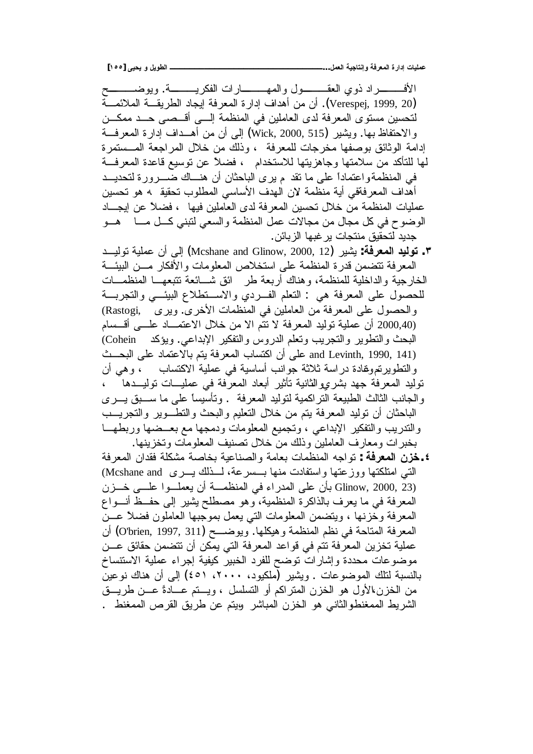الأفراد ذوي العقول والمهارات الفكرية. ويوضح (Verespej, 1999, 20). أن من أهداف إدارة المعرفة إيجاد الطريقة الملائمة لتحسين مستوى المعرفة لدى العاملين في المنظمة إلى أقصى حد ممكن والاحتفاظ بها. ويشير (Wick, 2000, 515) إلى أن من أهداف إدارة المعرفة إدامة الوثائق بوصفها مخرجات للمعرفة ، وذلك من خلال المراجعة المستمرة لها للتأكد من سلامتها وجاهزيتها للاستخدام ، فضلاً عن توسيع قاعدة المعرفة في المنظمة واعتماداً على ما تقدم يرى الباحثان أن هناك ضرورة لتحديد أهداف المعرفة في أية منظمة لان الهدف الأساسي المطلوب تحقيقه هو تحسين عمليات المنظمة من خلال تحسين المعرفة لدى العاملين فيها ، فضلاً عن إيجاد الوضوح في كل مجال من مجالات عمل المنظمة والسعي لتبني كل ما هو جديد لتحقيق منتجات يرغبها الزبائن.

٣. **توليد المعرفة:** يشير (Mcshane and Glinow, 2000, 12) إلى أن عملية توليد المعرفة تتضمن قدرة المنظمة على استخلاص المعلومات والأفكار من البيئة الخارجية والداخلية للمنظمة، وهناك أربعة طرائق شائعة تتبعها المنظمات للحصول على المعرفة هي : التعلم الفردي والاستطلاع البيئي والتجربة والحصول على المعرفة من العاملين في المنظمات الأخرى. ويرى (Rastogi, 2000,40) أن عملية توليد المعرفة لا تتم الا من خلال الاعتماد على أقسام البحث والتطوير والتجريب وتعلم الدروس والتفكير الإبداعي. ويؤكد (Cohein and Levinth, 1990, 141) على أن اكتساب المعرفة يتم بالاعتماد على البحث والتطوير، وقادة دراسة ثلاثة جوانب أساسية في عملية الاكتساب ، وهي أن توليد المعرفة جهد بشري، والثانية تأثير أبعاد المعرفة في عمليات توليدها ، والجانب الثالث الطبيعة التراكمية لتوليد المعرفة . وتأسيساً على ما سبق يرى الباحثان أن توليد المعرفة يتم من خلال التعليم والبحث والتطوير والتجريب والتدريب والتفكير الإبداعي ، وتجميع المعلومات ودمجها مع بعضها وربطها بخبرات ومعارف العاملين وذلك من خلال تصنيف المعلومات وتخزينها.

٤. **خزن المعرفة :** تواجه المنظمات بعامة والصناعية بخاصة مشكلة فقدان المعرفة التي امتلكتها ووزعتها واستفادت منها بسرعة، لذلك يرى (Mcshane and Glinow, 2000, 23) بأن على المدراء في المنظمة أن يعملوا على خزن المعرفة في ما يعرف بالذاكرة المنظمية، وهو مصطلح يشير إلى حفظ أنواع المعرفة وخزنها ، ويتضمن المعلومات التي يعمل بموجبها العاملون فضلاً عن المعرفة المتاحة في نظم المنظمة وهيكلها. ويوضح (O'brien, 1997, 311) أن عملية تخزين المعرفة تتم في قواعد المعرفة التي يمكن أن تتضمن حقائق عن موضوعات محددة وإشارات توضح للفرد الخبير كيفية إجراء عملية الاستنساخ بالنسبة لتلك الموضوعات . ويشير (ملكيود، ٢٠٠٠، ٤٥١) إلى أن هناك نوعين من الخزن، الأول هو الخزن المتراكم أو التسلسل ، ويتم عادةً عن طريق الشريط الممغنط، والثاني هو الخزن المباشر ويتم عن طريق القرص الممغنط .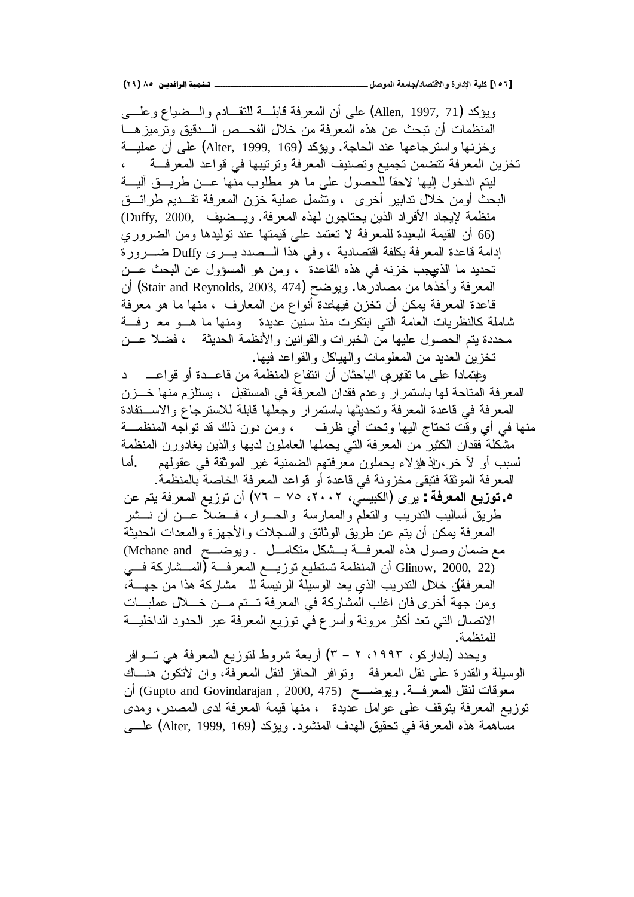ويؤكد (Allen, 1997, 71) على أن المعرفة قابلة للتقادم والضياع وعلى المنظمات أن تبحث عن هذه المعرفة من خلال الفحص الدقيق وترميزها وخزنها واسترجاعها عند الحاجة. ويؤكد (Alter, 1999, 169) على أن عملية تخزين المعرفة تتضمن تجميع وتصنيف المعرفة وترتيبها في قواعد المعرفة، ليتم الدخول إليها لاحقاً للحصول على ما هو مطلوب منها عن طريق آلية البحث أومن خلال تدابير أخرى، وتشمل عملية خزن المعرفة تقديم طرائق منظمة لإيجاد الأفراد الذين يحتاجون لهذه المعرفة. ويضيف (Duffy, 2000, 66) أن القيمة البعيدة للمعرفة لا تعتمد على قيمتها عند توليدها ومن الضروري إدامة قاعدة المعرفة بكلفة اقتصادية، وفي هذا الصدد يرى Duffy ضرورة تحديد ما الذي يجب خزنه في هذه القاعدة، ومن هو المسؤول عن البحث عن المعرفة وأخذها من مصادرها. ويوضح (Stair and Reynolds, 2003, 474) أن قاعدة المعرفة يمكن أن تخزن فيها عدة أنواع من المعارف، منها ما هو معرفة شاملة كالنظريات العامة التي ابتكرت منذ سنين عديدة ومنها ما هو معرفة محددة يتم الحصول عليها من الخبرات والقوانين والأنظمة الحديثة، فضلاً عن تخزين العديد من المعلومات والهياكل والقواعد فيها.

واعتماداً على ما تقدم يرى الباحثان أن انتفاع المنظمة من قاعدة أو قواعد المعرفة المتاحة لها باستمرار وعدم فقدان المعرفة في المستقبل، يستلزم منها خزن المعرفة في قاعدة المعرفة وتحديثها باستمرار وجعلها قابلة للاسترجاع والاستفادة منها في أي وقت تحتاج اليها وتحت أي ظرف، ومن دون ذلك قد تواجه المنظمة مشكلة فقدان الكثير من المعرفة التي يحملها العاملون لديها والذين يغادرون المنظمة لسبب أو لآخر، إذ إن هؤلاء يحملون معرفتهم الضمنية غير الموثقة في عقولهم. أما المعرفة الموثقة فتبقى مخزونة في قاعدة أو قواعد المعرفة الخاصة بالمنظمة.

**٥. توزيع المعرفة:** يرى (الكبيسي، ٢٠٠٢، ٧٥ – ٧٦) أن توزيع المعرفة يتم عن طريق أساليب التدريب والتعلم والممارسة والحوار، فضلاً عن أن نشر المعرفة يمكن أن يتم عن طريق الوثائق والسجلات والأجهزة والمعدات الحديثة مع ضمان وصول هذه المعرفة بشكل متكامل. ويوضح (Mchane and Glinow, 2000, 22) أن المنظمة تستطيع توزيع المعرفة (المشاركة في المعرفة) من خلال التدريب الذي يعد الوسيلة الرئيسة للمشاركة هذا من جهة، ومن جهة أخرى فان اغلب المشاركة في المعرفة تتم من خلال عمليات الاتصال التي تعد أكثر مرونة وأسرع في توزيع المعرفة عبر الحدود الداخلية للمنظمة.

ويحدد (بادراكو، ١٩٩٣، ٢ – ٣) أربعة شروط لتوزيع المعرفة هي توافر الوسيلة والقدرة على نقل المعرفة وتوافر الحافز لنقل المعرفة، وان لاتكون هناك معوقات لنقل المعرفة. ويوضح (Gupto and Govindarajan , 2000, 475) أن توزيع المعرفة يتوقف على عوامل عديدة، منها قيمة المعرفة لدى المصدر، ومدى مساهمة هذه المعرفة في تحقيق الهدف المنشود. ويؤكد (Alter, 1999, 169) على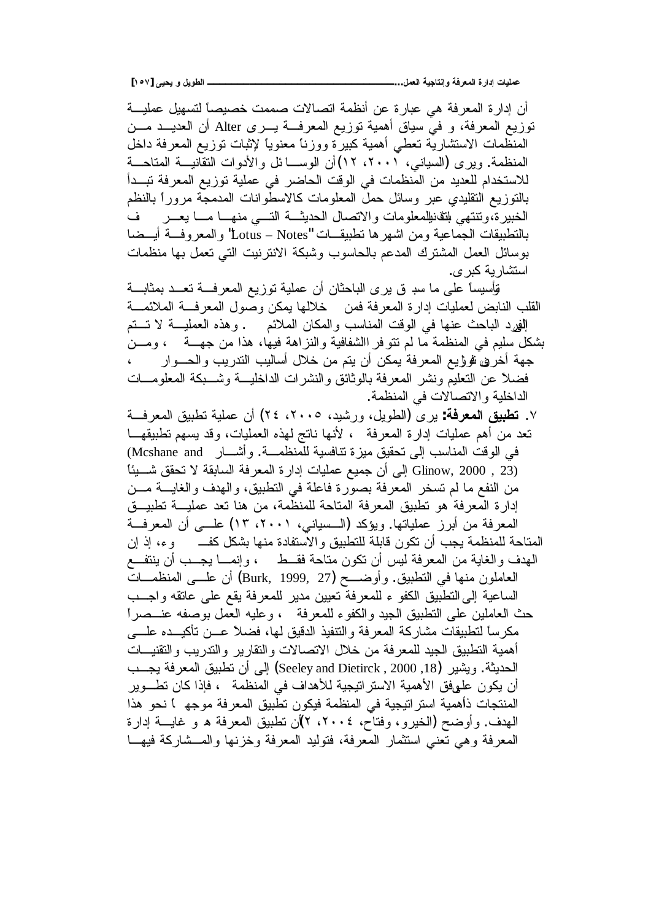أن إدارة المعرفة هي عبارة عن أنظمة اتصالات صممت خصيصاً لتسهيل عملية توزيع المعرفة، و في سياق أهمية توزيع المعرفة يرى Alter أن العديد من المنظمات الاستشارية تعطي أهمية كبيرة ووزناً معنوياً لإثبات توزيع المعرفة داخل المنظمة. ويرى (السياني، ٢٠٠١، ١٢) أن الوسائل والأدوات التقانية المتاحة للاستخدام للعديد من المنظمات في الوقت الحاضر في عملية توزيع المعرفة تبدأ بالتوزيع التقليدي عبر وسائل حمل المعلومات كالاسطوانات المدمجة مروراً بالنظم الخبيرة، وتنتهي بتقنيات المعلومات والاتصال الحديثة التي منها ما يعرف بالتطبيقات الجماعية ومن اشهرها تطبيقات "Lotus – Notes" والمعروفة أيضا بوسائل العمل المشترك المدعم بالحاسوب وشبكة الانترنيت التي تعمل بها منظمات استشارية كبرى.

وتأسيساً على ما سبق يرى الباحثان أن عملية توزيع المعرفة تعد بمثابة القلب النابض لعمليات إدارة المعرفة فمن خلالها يمكن وصول المعرفة الملائمة للفرد الباحث عنها في الوقت المناسب والمكان الملائم . وهذه العملية لا تتم بشكل سليم في المنظمة ما لم تتوفر الشفافية والنزاهة فيها، هذا من جهة ، ومن جهة أخرى فإن توزيع المعرفة يمكن أن يتم من خلال أساليب التدريب والحوار ، فضلاً عن التعليم ونشر المعرفة بالوثائق والنشرات الداخلية وشبكة المعلومات الداخلية والاتصالات في المنظمة.

٧. **تطبيق المعرفة:** يرى (الطويل، ورشيد، ٢٠٠٥، ٢٤) أن عملية تطبيق المعرفة تعد من أهم عمليات إدارة المعرفة ، لأنها ناتج لهذه العمليات، وقد يسهم تطبيقها في الوقت المناسب إلى تحقيق ميزة تنافسية للمنظمة. وأشار (Mcshane and Glinow, 2000 , 23) إلى أن جميع عمليات إدارة المعرفة السابقة لا تحقق شيئاً من النفع ما لم تسخر المعرفة بصورة فاعلة في التطبيق، والهدف والغاية من إدارة المعرفة هو تطبيق المعرفة المتاحة للمنظمة، من هنا تعد عملية تطبيق المعرفة من أبرز عملياتها. ويؤكد (السياني، ٢٠٠١، ١٣) على أن المعرفة المتاحة للمنظمة يجب أن تكون قابلة للتطبيق والاستفادة منها بشكل كفوء، إذ إن الهدف والغاية من المعرفة ليس أن تكون متاحة فقط ، وإنما يجب أن ينتفع العاملون منها في التطبيق. وأوضح (Burk, 1999, 27) أن على المنظمات الساعية إلى التطبيق الكفوء للمعرفة تعيين مدير للمعرفة يقع على عاتقه واجب حث العاملين على التطبيق الجيد والكفوء للمعرفة ، وعليه العمل بوصفه عنصراً مكرساً لتطبيقات مشاركة المعرفة والتنفيذ الدقيق لها، فضلاً عن تأكيده على أهمية التطبيق الجيد للمعرفة من خلال الاتصالات والتقارير والتدريب والتقنيات الحديثة. ويشير (Seeley and Dietirck , 2000 ,18) إلى أن تطبيق المعرفة يجب أن يكون على وفق الأهمية الاستراتيجية للأهداف في المنظمة ، فإذا كان تطوير المنتجات ذا أهمية استراتيجية في المنظمة فيكون تطبيق المعرفة موجهاً نحو هذا الهدف. وأوضح (الخيرو، وفتاح، ٢٠٠٤، ٢) أن تطبيق المعرفة هو غاية إدارة المعرفة وهي تعني استثمار المعرفة، فتوليد المعرفة وخزنها والمشاركة فيها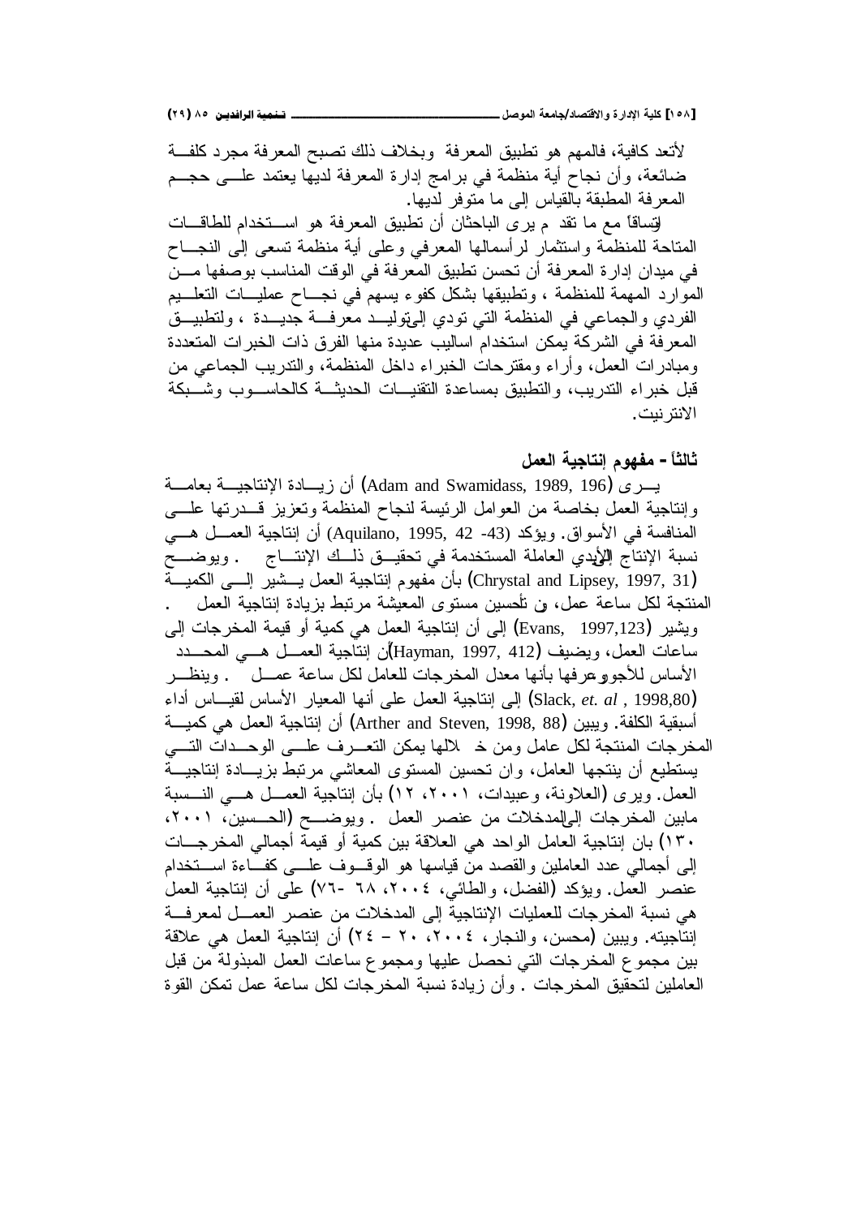لأتعد كافية، فالمهم هو تطبيق المعرفة وبخلاف ذلك تصبح المعرفة مجرد كلفة ضائعة، وأن نجاح أية منظمة في برامج إدارة المعرفة لديها يعتمد على حجم المعرفة المطبقة بالقياس إلى ما متوفر لديها.

وتساقاً مع ما تقدم يرى الباحثان أن تطبيق المعرفة هو استخدام للطاقات المتاحة للمنظمة واستثمار لرأسمالها المعرفي وعلى أية منظمة تسعى إلى النجاح في ميدان إدارة المعرفة أن تحسن تطبيق المعرفة في الوقت المناسب بوصفها من الموارد المهمة للمنظمة ، وتطبيقها بشكل كفوء يسهم في نجاح عمليات التعلم الفردي والجماعي في المنظمة التي تودي إلى توليد معرفة جديدة ، ولتطبيق المعرفة في الشركة يمكن استخدام اساليب عديدة منها الفرق ذات الخبرات المتعددة ومبادرات العمل، وأراء ومقترحات الخبراء داخل المنظمة، والتدريب الجماعي من قبل خبراء التدريب، والتطبيق بمساعدة التقنيات الحديثة كالحاسوب وشبكة الانترنيت.

## ثالثاً - مفهوم إنتاجية العمل

يرى (Adam and Swamidass, 1989, 196) أن زيادة الإنتاجية بعامة وإنتاجية العمل بخاصة من العوامل الرئيسة لنجاح المنظمة وتعزيز قدرتها على المنافسة في الأسواق. ويؤكد (Aquilano, 1995, 42 -43) أن إنتاجية العمل هي نسبة الإنتاج إلى الأيدي العاملة المستخدمة في تحقيق ذلك الإنتاج . ويوضح (Chrystal and Lipsey, 1997, 31) بأن مفهوم إنتاجية العمل يشير إلى الكمية المنتجة لكل ساعة عمل، وإن تحسين مستوى المعيشة مرتبط بزيادة إنتاجية العمل . ويشير (Evans, 1997,123) إلى أن إنتاجية العمل هي كمية أو قيمة المخرجات إلى ساعات العمل، ويضيف (Hayman, 1997, 412) أن إنتاجية العمل هي المحدد الأساس للأجور وعرفها بأنها معدل المخرجات للعامل لكل ساعة عمل . وينظر (Slack, *et. al* , 1998,80) إلى إنتاجية العمل على أنها المعيار الأساس لقياس أداء أسبقية الكلفة. ويبين (Arther and Steven, 1998, 88) أن إنتاجية العمل هي كمية المخرجات المنتجة لكل عامل ومن خلالها يمكن التعرف على الوحدات التي يستطيع أن ينتجها العامل، وان تحسين المستوى المعاشي مرتبط بزيادة إنتاجية العمل. ويرى (العلاونة، وعبيدات، ٢٠٠١، ١٢) بأن إنتاجية العمل هي النسبة مابين المخرجات إلى المدخلات من عنصر العمل . ويوضح (الحسين، ٢٠٠١، ١٣٠) بان إنتاجية العامل الواحد هي العلاقة بين كمية أو قيمة أجمالي المخرجات إلى أجمالي عدد العاملين والقصد من قياسها هو الوقوف على كفاءة استخدام عنصر العمل. ويؤكد (الفضل، والطائي، ٢٠٠٤، ٦٨ -٧٦) على أن إنتاجية العمل هي نسبة المخرجات للعمليات الإنتاجية إلى المدخلات من عنصر العمل لمعرفة إنتاجيته. ويبين (محسن، والنجار، ٢٠٠٤، ٢٠ – ٢٤) أن إنتاجية العمل هي علاقة بين مجموع المخرجات التي نحصل عليها ومجموع ساعات العمل المبذولة من قبل العاملين لتحقيق المخرجات . وأن زيادة نسبة المخرجات لكل ساعة عمل تمكن القوة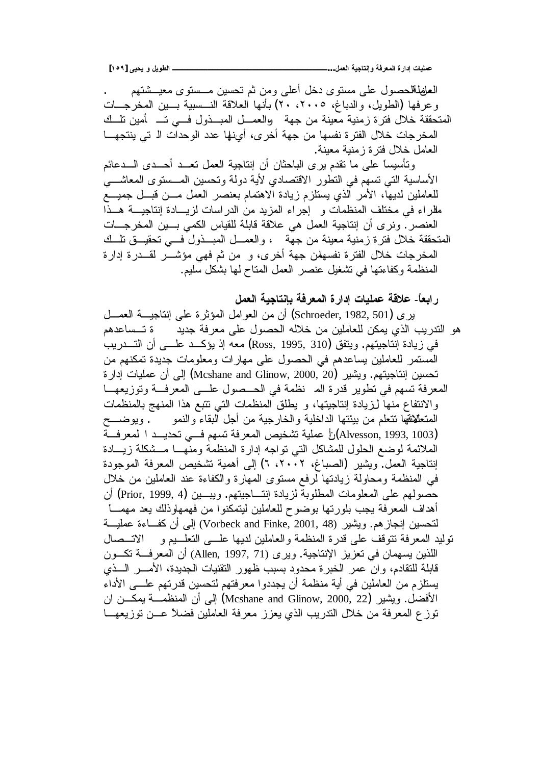العاملين للحصول على مستوى دخل أعلى ومن ثم تحسين مستوى معيشتهم .

وعرفها (الطويل، والدباغ، ٢٠٠٥، ٢٠) بأنها العلاقة النسبية بين المخرجات المتحققة خلال فترة زمنية معينة من جهة والعمل المبذول في تأمين تلك المخرجات خلال الفترة نفسها من جهة أخرى، أي أنها عدد الوحدات التي ينتجها العامل خلال فترة زمنية معينة.

وتأسيساً على ما تقدم يرى الباحثان أن إنتاجية العمل تعد أحدى الدعائم الأساسية التي تسهم في التطور الاقتصادي لأية دولة وتحسين المستوى المعاشي للعاملين لديها، الأمر الذي يستلزم زيادة الاهتمام بعنصر العمل من قبل جميع المدراء في مختلف المنظمات و إجراء المزيد من الدراسات لزيادة إنتاجية هذا العنصر. ونرى أن إنتاجية العمل هي علاقة قابلة للقياس الكمي بين المخرجات المتحققة خلال فترة زمنية معينة من جهة ، والعمل المبذول في تحقيق تلك المخرجات خلال الفترة نفسها من جهة أخرى، و من ثم فهي مؤشر لقدرة إدارة المنظمة وكفاءتها في تشغيل عنصر العمل المتاح لها بشكل سليم.

## رابعاً- علاقة عمليات إدارة المعرفة بإنتاجية العمل

يرى (Schroeder, 1982, 501) أن من العوامل المؤثرة على إنتاجية العمل هو التدريب الذي يمكن للعاملين من خلاله الحصول على معرفة جديدة تساعدهم في زيادة إنتاجيتهم. ويتفق (Ross, 1995, 310) معه إذ يؤكد على أن التدريب المستمر للعاملين يساعدهم في الحصول على مهارات ومعلومات جديدة تمكنهم من تحسين إنتاجيتهم. ويشير (Mcshane and Glinow, 2000, 20) إلى أن عمليات إدارة المعرفة تسهم في تطوير قدرة المنظمة في الحصول على المعرفة وتوزيعها والانتفاع منها لزيادة إنتاجيتها، و يطلق المنظمات التي تتبع هذا المنهج بالمنظمات المتعلمة لأنها تتعلم من بيئتها الداخلية والخارجية من أجل البقاء والنمو . ويوضح (Alvesson, 1993, 1003) أن عملية تشخيص المعرفة تسهم في تحديد المعرفة الملائمة لوضع الحلول للمشاكل التي تواجه إدارة المنظمة ومنها مشكلة زيادة إنتاجية العمل. ويشير (الصباغ، ٢٠٠٢، ٦) إلى أهمية تشخيص المعرفة الموجودة في المنظمة ومحاولة زيادتها لرفع مستوى المهارة والكفاءة عند العاملين من خلال حصولهم على المعلومات المطلوبة لزيادة إنتاجيتهم. ويبين (Prior, 1999, 4) أن أهداف المعرفة يجب بلورتها بوضوح للعاملين ليتمكنوا من فهمها وذلك يعد مهماً لتحسين إنجازهم. ويشير (Vorbeck and Finke, 2001, 48) إلى أن كفاءة عملية توليد المعرفة تتوقف على قدرة المنظمة والعاملين لديها على التعليم و الاتصال اللذين يسهمان في تعزيز الإنتاجية. ويرى (Allen, 1997, 71) أن المعرفة تكون قابلة للتقادم، وان عمر الخبرة محدود بسبب ظهور التقنيات الجديدة، الأمر الذي يستلزم من العاملين في أية منظمة أن يجددوا معرفتهم لتحسين قدرتهم على الأداء الأفضل. ويشير (Mcshane and Glinow, 2000, 22) إلى أن المنظمة يمكن ان توزع المعرفة من خلال التدريب الذي يعزز معرفة العاملين فضلاً عن توزيعها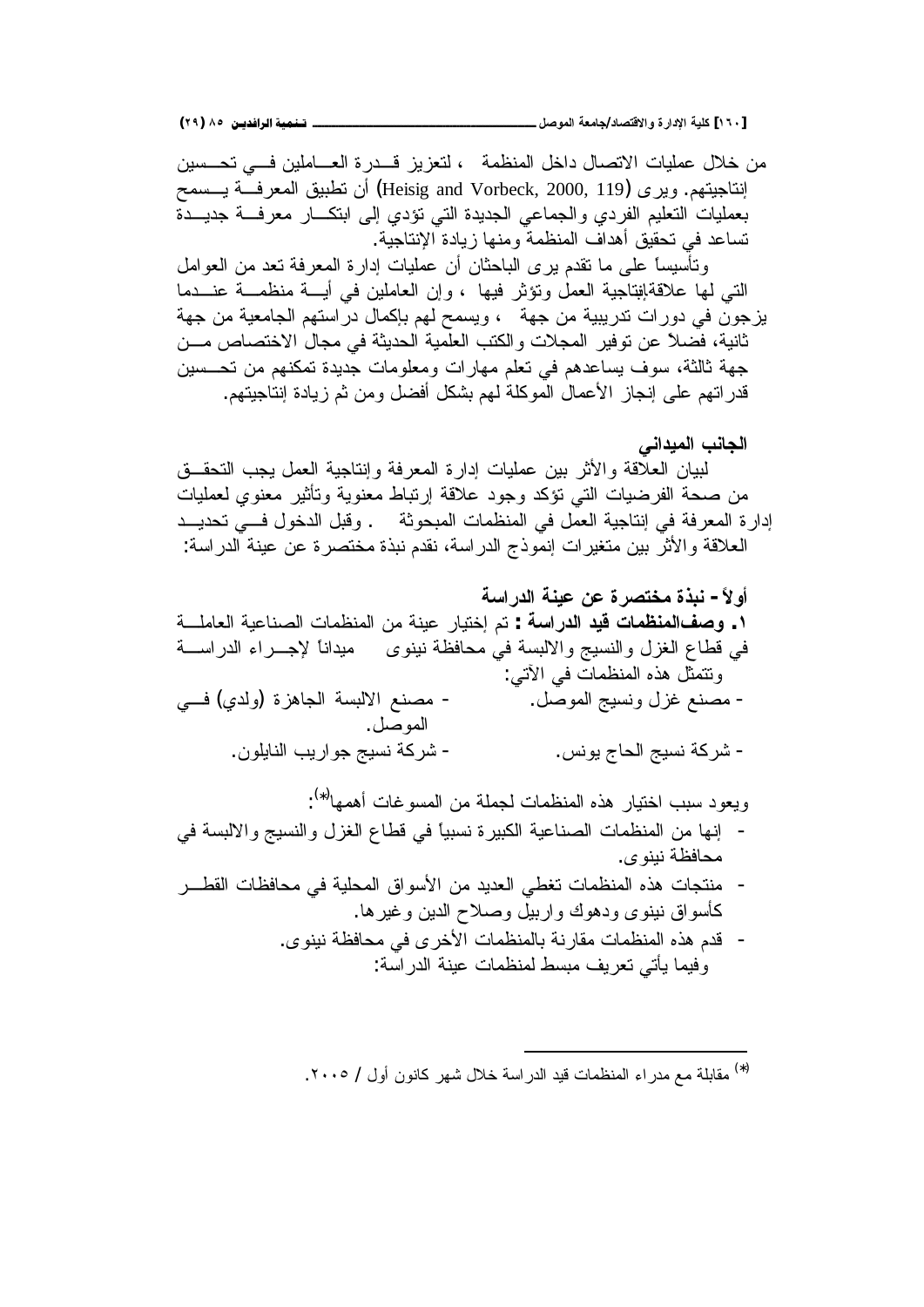من خلال عمليات الاتصال داخل المنظمة ، لتعزيز قدرة العاملين في تحسين إنتاجيتهم. ويرى (Heisig and Vorbeck, 2000, 119) أن تطبيق المعرفة يسمح بعمليات التعليم الفردي والجماعي الجديدة التي تؤدي إلى ابتكار معرفة جديدة تساعد في تحقيق أهداف المنظمة ومنها زيادة الإنتاجية.

وتأسيساً على ما تقدم يرى الباحثان أن عمليات إدارة المعرفة تعد من العوامل التي لها علاقةبإنتاجية العمل وتؤثر فيها ، وإن العاملين في أية منظمة عندما يزجون في دورات تدريبية من جهة ، ويسمح لهم بإكمال دراستهم الجامعية من جهة ثانية، فضلاً عن توفير المجلات والكتب العلمية الحديثة في مجال الاختصاص من جهة ثالثة، سوف يساعدهم في تعلم مهارات ومعلومات جديدة تمكنهم من تحسين قدراتهم على إنجاز الأعمال الموكلة لهم بشكل أفضل ومن ثم زيادة إنتاجيتهم.

## الجانب الميداني

لبيان العلاقة والأثر بين عمليات إدارة المعرفة وإنتاجية العمل يجب التحقق من صحة الفرضيات التي تؤكد وجود علاقة إرتباط معنوية وتأثير معنوي لعمليات إدارة المعرفة في إنتاجية العمل في المنظمات المبحوثة . وقبل الدخول في تحديد العلاقة والأثر بين متغيرات إنموذج الدراسة، نقدم نبذة مختصرة عن عينة الدراسة:

### أولاً- نبذة مختصرة عن عينة الدراسة

**١. وصفالمنظمات قيد الدراسة :** تم إختيار عينة من المنظمات الصناعية العاملة في قطاع الغزل والنسيج والالبسة في محافظة نينوى ميداناً لإجراء الدراسة وتتمثل هذه المنظمات في الآتي:

- مصنع غزل ونسيج الموصل.
- مصنع الالبسة الجاهزة (ولدي) في الموصل.
- شركة نسيج الحاج يونس.
- شركة نسيج جواريب النايلون.

ويعود سبب اختيار هذه المنظمات لجملة من المسوغات أهمها(*):

- إنها من المنظمات الصناعية الكبيرة نسبياً في قطاع الغزل والنسيج والالبسة في محافظة نينوى.
- منتجات هذه المنظمات تغطي العديد من الأسواق المحلية في محافظات القطر كأسواق نينوى ودهوك واربيل وصلاح الدين وغيرها.
- قدم هذه المنظمات مقارنة بالمنظمات الأخرى في محافظة نينوى.

وفيما يأتي تعريف مبسط لمنظمات عينة الدراسة:

---

(*) مقابلة مع مدراء المنظمات قيد الدراسة خلال شهر كانون أول / ٢٠٠٥.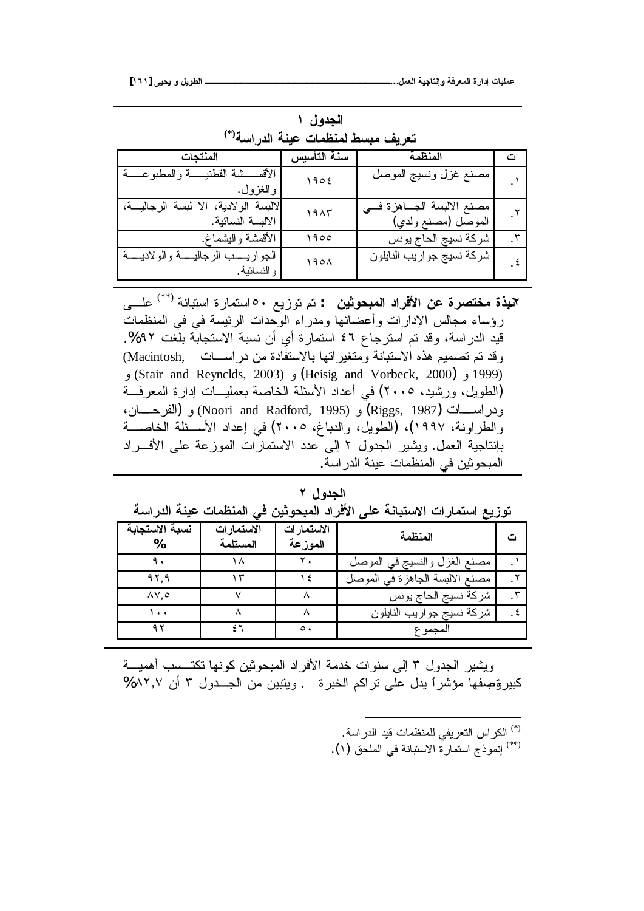**الجدول ١**

**تعريف مبسط لمنظمات عينة الدراسة(*)**

| ت | المنظمة | سنة التأسيس | المنتجات |
|---|---|---|---|
| ١. | مصنع غزل ونسيج الموصل | ١٩٥٤ | الأقمشة القطنية والمطبوعة والغزول. |
| ٢. | مصنع الالبسة الجاهزة في الموصل (مصنع ولدي) | ١٩٨٣ | لالبسة الولادية، الا لبسة الرجالية، الالبسة النسائية. |
| ٣. | شركة نسيج الحاج يونس | ١٩٥٥ | الأقمشة واليشماغ. |
| ٤. | شركة نسيج جواريب النايلون | ١٩٥٨ | الجواريب الرجالية والولادية والنسائية. |

٢**نبذة مختصرة عن الأفراد المبحوثين :** تم توزيع ٥٠ استمارة استبانة (**) على رؤساء مجالس الإدارات وأعضائها ومدراء الوحدات الرئيسة في في المنظمات قيد الدراسة، وقد تم استرجاع ٤٦ استمارة أي أن نسبة الاستجابة بلغت ٩٢%. وقد تم تصميم هذه الاستبانة ومتغيراتها بالاستفادة من دراسات (Macintosh, 1999) و (Heisig and Vorbeck, 2000) و (Stair and Reynclds, 2003) و (الطويل، ورشيد، ٢٠٠٥) في أعداد الأسئلة الخاصة بعمليات إدارة المعرفة ودراسات (Riggs, 1987) و (Noori and Radford, 1995) و (الفرحان، والطراونة، ١٩٩٧)، (الطويل، والدباغ، ٢٠٠٥) في إعداد الأسئلة الخاصة بإنتاجية العمل. ويشير الجدول ٢ إلى عدد الاستمارات الموزعة على الأفراد المبحوثين في المنظمات عينة الدراسة.

**الجدول ٢**

**توزيع استمارات الاستبانة على الأفراد المبحوثين في المنظمات عينة الدراسة**

| ت | المنظمة | الاستمارات الموزعة | الاستمارات المستلمة | نسبة الاستجابة % |
|---|---|---|---|---|
| ١. | مصنع الغزل والنسيج في الموصل | ٢٠ | ١٨ | ٩٠ |
| ٢. | مصنع الالبسة الجاهزة في الموصل | ١٤ | ١٣ | ٩٢,٩ |
| ٣. | شركة نسيج الحاج يونس | ٨ | ٧ | ٨٧,٥ |
| ٤. | شركة نسيج جواريب النايلون | ٨ | ٨ | ١٠٠ |
| | المجموع | ٥٠ | ٤٦ | ٩٢ |

ويشير الجدول ٣ إلى سنوات خدمة الأفراد المبحوثين كونها تكتسب أهمية كبيرةوبصفها مؤشراً يدل على تراكم الخبرة . ويتبين من الجدول ٣ أن ٨٢,٧%

---

(*) الكراس التعريفي للمنظمات قيد الدراسة.

(**) إنموذج استمارة الاستبانة في الملحق (١).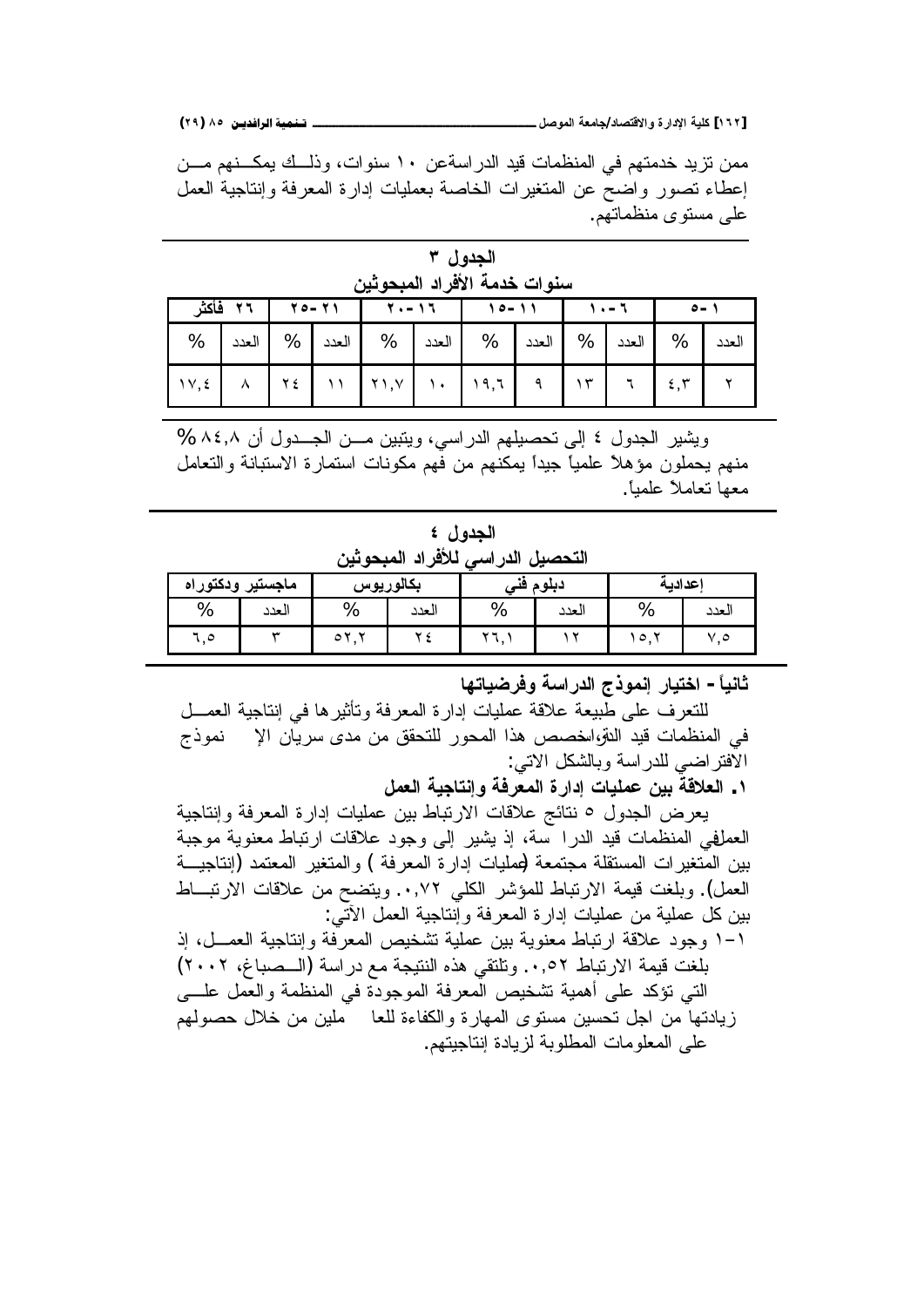ممن تزيد خدمتهم في المنظمات قيد الدراسةعن ١٠ سنوات، وذلــك يمكــنهم مــن إعطاء تصور واضح عن المتغيرات الخاصة بعمليات إدارة المعرفة وإنتاجية العمل على مستوى منظماتهم.

**الجدول ٣**
**سنوات خدمة الأفراد المبحوثين**

| ٢٦ فأكثر | | ٢١-٢٥ | | ١٦-٢٠ | | ١١-١٥ | | ٦-١٠ | | ١-٥ | |
|---|---|---|---|---|---|---|---|---|---|---|---|
| % | العدد | % | العدد | % | العدد | % | العدد | % | العدد | % | العدد |
| ١٧,٤ | ٨ | ٢٤ | ١١ | ٢١,٧ | ١٠ | ١٩,٦ | ٩ | ١٣ | ٦ | ٤,٣ | ٢ |

ويشير الجدول ٤ إلى تحصيلهم الدراسي، ويتبين مــن الجــدول أن ٨٤,٨% منهم يحملون مؤهلاً علمياً جيداً يمكنهم من فهم مكونات استمارة الاستبانة والتعامل معها تعاملاً علمياً.

**الجدول ٤**
**التحصيل الدراسي للأفراد المبحوثين**

| ماجستير ودكتوراه | | بكالوريوس | | دبلوم فني | | إعدادية | |
|---|---|---|---|---|---|---|---|
| % | العدد | % | العدد | % | العدد | % | العدد |
| ٦,٥ | ٣ | ٥٢,٢ | ٢٤ | ٢٦,١ | ١٢ | ١٥,٢ | ٧,٥ |

### ثانياً - اختبار إنموذج الدراسة وفرضياتها

للتعرف على طبيعة علاقة عمليات إدارة المعرفة وتأثيرها في إنتاجية العمــل في المنظمات قيد الدراسة خصص هذا المحور للتحقق من مدى سريان الإ نموذج الافتراضي للدراسة وبالشكل الاتي:

**١. العلاقة بين عمليات إدارة المعرفة وإنتاجية العمل**

يعرض الجدول ٥ نتائج علاقات الارتباط بين عمليات إدارة المعرفة وإنتاجية العمل في المنظمات قيد الدرا سة، إذ يشير إلى وجود علاقات ارتباط معنوية موجبة بين المتغيرات المستقلة مجتمعة (عمليات إدارة المعرفة ) والمتغير المعتمد (إنتاجيــة العمل). وبلغت قيمة الارتباط للمؤشر الكلي ٠,٧٢. ويتضح من علاقات الارتبــاط بين كل عملية من عمليات إدارة المعرفة وإنتاجية العمل الآتي:

١-١ وجود علاقة ارتباط معنوية بين عملية تشخيص المعرفة وإنتاجية العمــل، إذ بلغت قيمة الارتباط ٠,٥٢. وتلتقي هذه النتيجة مع دراسة (الــصباغ، ٢٠٠٢) التي تؤكد على أهمية تشخيص المعرفة الموجودة في المنظمة والعمل علــى زيادتها من اجل تحسين مستوى المهارة والكفاءة للعا ملين من خلال حصولهم على المعلومات المطلوبة لزيادة إنتاجيتهم.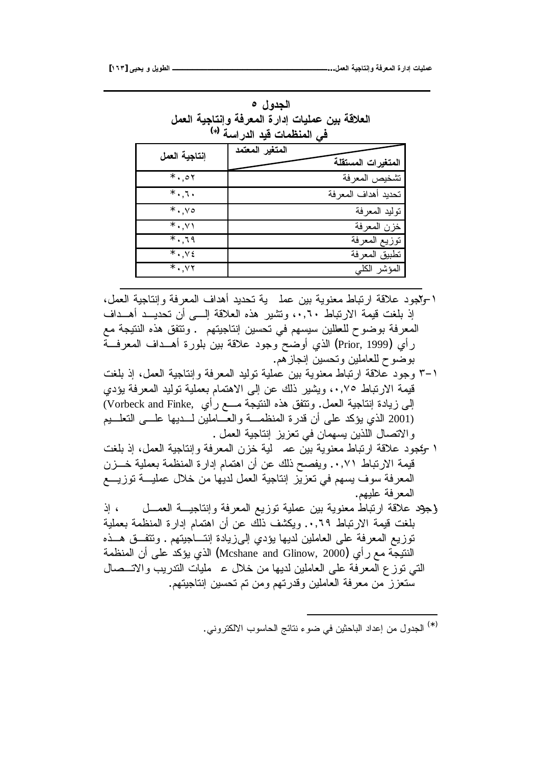**الجدول ٥**
**العلاقة بين عمليات إدارة المعرفة وإنتاجية العمل في المنظمات قيد الدراسة (*)**

| المتغيرات المستقلة / المتغير المعتمد | إنتاجية العمل |
|---|---|
| تشخيص المعرفة | *٠,٥٢ |
| تحديد أهداف المعرفة | *٠,٦٠ |
| توليد المعرفة | *٠,٧٥ |
| خزن المعرفة | *٠,٧١ |
| توزيع المعرفة | *٠,٦٩ |
| تطبيق المعرفة | *٠,٧٤ |
| المؤشر الكلي | *٠,٧٢ |

١-٢ وجود علاقة ارتباط معنوية بين عملية تحديد أهداف المعرفة وإنتاجية العمل، إذ بلغت قيمة الارتباط ٠,٦٠، وتشير هذه العلاقة إلى أن تحديد أهداف المعرفة بوضوح للعطلين سيسهم في تحسين إنتاجيتهم . وتتفق هذه النتيجة مع رأي (Prior, 1999) الذي أوضح وجود علاقة بين بلورة أهداف المعرفة بوضوح للعاملين وتحسين إنجازهم.

١-٣ وجود علاقة ارتباط معنوية بين عملية توليد المعرفة وإنتاجية العمل، إذ بلغت قيمة الارتباط ٠,٧٥، ويشير ذلك عن إلى الاهتمام بعملية توليد المعرفة يؤدي إلى زيادة إنتاجية العمل. وتتفق هذه النتيجة مع رأي (Vorbeck and Finke, 2001) الذي يؤكد على أن قدرة المنظمة والعاملين لديها على التعلم والاتصال اللذين يسهمان في تعزيز إنتاجية العمل .

١-٤ وجود علاقة ارتباط معنوية بين عملية خزن المعرفة وإنتاجية العمل، إذ بلغت قيمة الارتباط ٠,٧١. ويفصح ذلك عن أن اهتمام إدارة المنظمة بعملية خزن المعرفة سوف يسهم في تعزيز إنتاجية العمل لديها من خلال عملية توزيع المعرفة عليهم.

١-٥ وجود علاقة ارتباط معنوية بين عملية توزيع المعرفة وإنتاجية العمل ، إذ بلغت قيمة الارتباط ٠,٦٩. ويكشف ذلك عن أن اهتمام إدارة المنظمة بعملية توزيع المعرفة على العاملين لديها يؤدي إلى زيادة إنتاجيتهم . وتتفق هذه النتيجة مع رأي (Mcshane and Glinow, 2000) الذي يؤكد على أن المنظمة التي توزع المعرفة على العاملين لديها من خلال عمليات التدريب والاتصال ستعزز من معرفة العاملين وقدرتهم ومن تم تحسين إنتاجيتهم.

(*) الجدول من إعداد الباحثين في ضوء نتائج الحاسوب الالكتروني.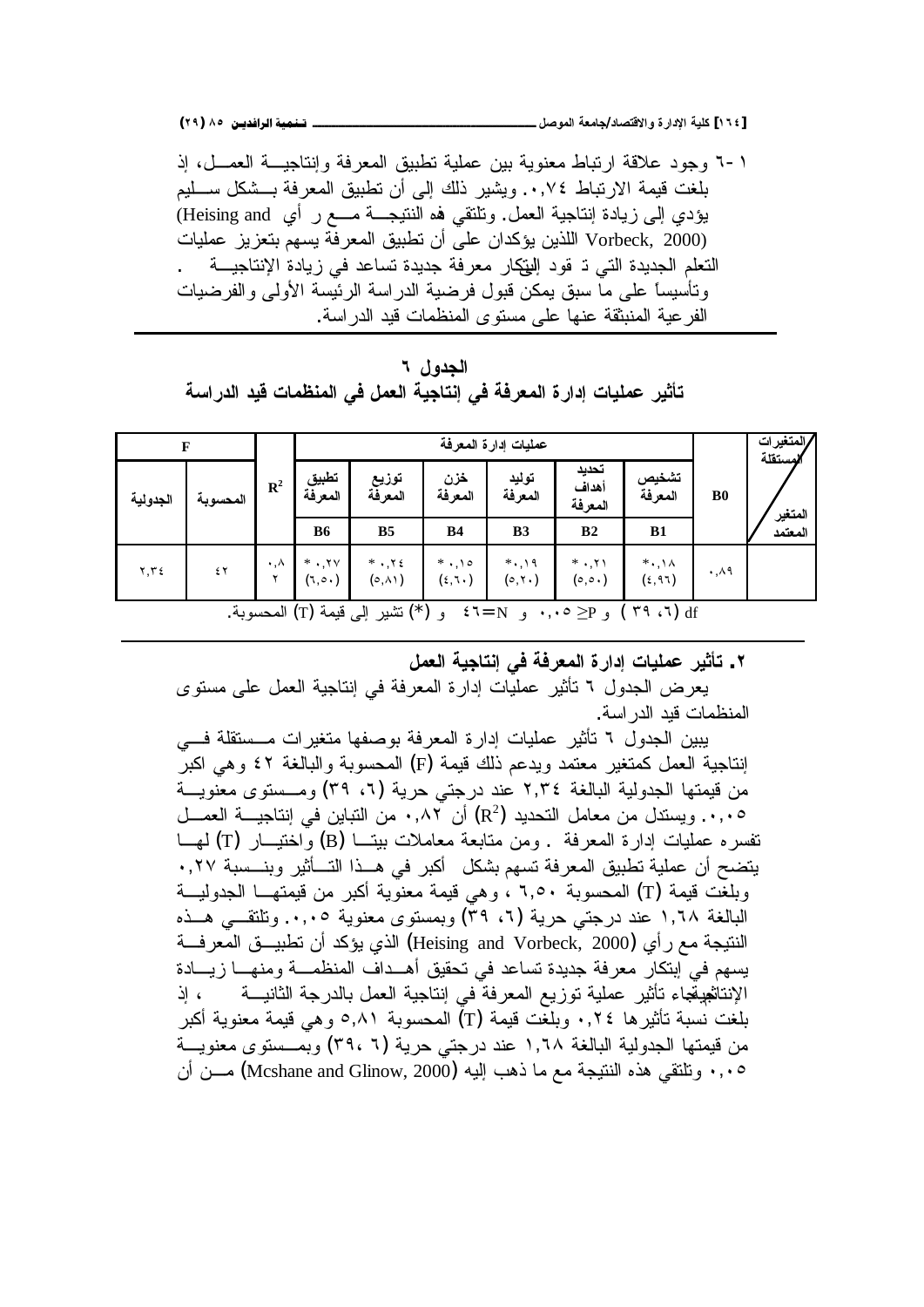٦-١ وجود علاقة ارتباط معنوية بين عملية تطبيق المعرفة وإنتاجية العمل، إذ بلغت قيمة الارتباط ٠,٧٤. ويشير ذلك إلى أن تطبيق المعرفة بشكل سليم يؤدي إلى زيادة إنتاجية العمل. وتلتقي هذه النتيجة مع رأي (Heising and Vorbeck, 2000) اللذين يؤكدان على أن تطبيق المعرفة يسهم بتعزيز عمليات التعلم الجديدة التي تقود إلى ابتكار معرفة جديدة تساعد في زيادة الإنتاجية . وتأسيساً على ما سبق يمكن قبول فرضية الدراسة الرئيسة الأولى والفرضيات الفرعية المنبثقة عنها على مستوى المنظمات قيد الدراسة.

**الجدول ٦**

**تأثير عمليات إدارة المعرفة في إنتاجية العمل في المنظمات قيد الدراسة**

| المتغيرات المستقلة / المتغير المعتمد | B0 | عمليات إدارة المعرفة | | | | | | $R^2$ | F | |
|---|---|---|---|---|---|---|---|---|---|---|
| | | تشخيص المعرفة | تحديد أهداف المعرفة | توليد المعرفة | خزن المعرفة | توزيع المعرفة | تطبيق المعرفة | | المحسوبة | الجدولية |
| | | B1 | B2 | B3 | B4 | B5 | B6 | | | |
| | ٠,٨٩ | *٠,١٨ (٤,٩٦) | * ٠,٢١ (٥,٥٠) | *٠,١٩ (٥,٢٠) | * ٠,١٥ (٤,٦٠) | * ٠,٢٤ (٥,٨١) | * ٠,٢٧ (٦,٥٠) | ٠,٨٢ | ٤٢ | ٢,٣٤ |

df (٦، ٣٩ ) و P≤ ٠,٠٥ و N=٤٦ و (*) تشير إلى قيمة (T) المحسوبة.

**٢. تأثير عمليات إدارة المعرفة في إنتاجية العمل**

يعرض الجدول ٦ تأثير عمليات إدارة المعرفة في إنتاجية العمل على مستوى المنظمات قيد الدراسة.

يبين الجدول ٦ تأثير عمليات إدارة المعرفة بوصفها متغيرات مستقلة في إنتاجية العمل كمتغير معتمد ويدعم ذلك قيمة (F) المحسوبة والبالغة ٤٢ وهي اكبر من قيمتها الجدولية البالغة ٢,٣٤ عند درجتي حرية (٦، ٣٩) ومستوى معنوية ٠,٠٥. ويستدل من معامل التحديد ($R^2$) أن ٠,٨٢ من التباين في إنتاجية العمل تفسره عمليات إدارة المعرفة . ومن متابعة معاملات بيتا (B) واختبار (T) لها يتضح أن عملية تطبيق المعرفة تسهم بشكل أكبر في هذا التأثير وبنسبة ٠,٢٧ وبلغت قيمة (T) المحسوبة ٦,٥٠ ، وهي قيمة معنوية أكبر من قيمتها الجدولية البالغة ١,٦٨ عند درجتي حرية (٦، ٣٩) وبمستوى معنوية ٠,٠٥. وتلتقي هذه النتيجة مع رأي (Heising and Vorbeck, 2000) الذي يؤكد أن تطبيق المعرفة يسهم في ابتكار معرفة جديدة تساعد في تحقيق أهداف المنظمة ومنها زيادة الإنتاجية، وجاء تأثير عملية توزيع المعرفة في إنتاجية العمل بالدرجة الثانية ، إذ بلغت نسبة تأثيرها ٠,٢٤ وبلغت قيمة (T) المحسوبة ٥,٨١ وهي قيمة معنوية أكبر من قيمتها الجدولية البالغة ١,٦٨ عند درجتي حرية (٦ ،٣٩) وبمستوى معنوية ٠,٠٥ وتلتقي هذه النتيجة مع ما ذهب إليه (Mcshane and Glinow, 2000) من أن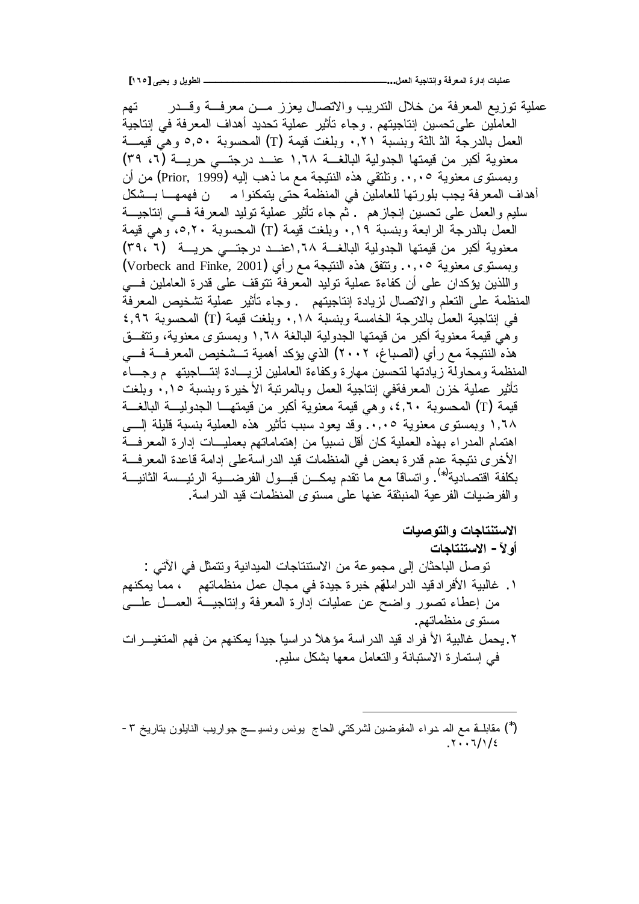عملية توزيع المعرفة من خلال التدريب والاتصال يعزز مـــن معرفـــة وقـــدر تهم العاملين على تحسين إنتاجيتهم . وجاء تأثير عملية تحديد أهداف المعرفة في إنتاجية العمل بالدرجة الثالثة وبنسبة ٠,٢١ وبلغت قيمة (T) المحسوبة ٥,٥٠ وهي قيمـــة معنوية أكبر من قيمتها الجدولية البالغـــة ١,٦٨ عنـــد درجتـــي حريـــة (٦، ٣٩) وبمستوى معنوية ٠,٠٥. وتلتقي هذه النتيجة مع ما ذهب إليه (Prior, 1999) من أن أهداف المعرفة يجب بلورتها للعاملين في المنظمة حتى يتمكنوا مـ ن فهمهـــا بـــشكل سليم والعمل على تحسين إنجازهم . ثم جاء تأثير عملية توليد المعرفة فـــي إنتاجيـــة العمل بالدرجة الرابعة وبنسبة ٠,١٩ وبلغت قيمة (T) المحسوبة ٥,٢٠، وهي قيمة معنوية أكبر من قيمتها الجدولية البالغـــة ١,٦٨اعنـــد درجتـــي حريـــة (٦ ،٣٩) وبمستوى معنوية ٠,٠٥. وتتفق هذه النتيجة مع رأي (Vorbeck and Finke, 2001) واللذين يؤكدان على أن كفاءة عملية توليد المعرفة تتوقف على قدرة العاملين فـــي المنظمة على التعلم والاتصال لزيادة إنتاجيتهم . وجاء تأثير عملية تشخيص المعرفة في إنتاجية العمل بالدرجة الخامسة وبنسبة ٠,١٨ وبلغت قيمة (T) المحسوبة ٤,٩٦ وهي قيمة معنوية أكبر من قيمتها الجدولية البالغة ١,٦٨ وبمستوى معنوية، وتتفـــق هذه النتيجة مع رأي (الصباغ، ٢٠٠٢) الذي يؤكد أهمية تـــشخيص المعرفـــة فـــي المنظمة ومحاولة زيادتها لتحسين مهارة وكفاءة العاملين لزيـــادة إنتـــاجيته م وجـــاء تأثير عملية خزن المعرفةفي إنتاجية العمل وبالمرتبة الأخيرة وبنسبة ٠,١٥ وبلغت قيمة (T) المحسوبة ٤,٦٠، وهي قيمة معنوية أكبر من قيمتهـــا الجدوليـــة البالغـــة ١,٦٨ وبمستوى معنوية ٠,٠٥. وقد يعود سبب تأثير هذه العملية بنسبة قليلة إلـــى اهتمام المدراء بهذه العملية كان أقل نسبياً من إهتماماتهم بعمليـــات إدارة المعرفـــة الأخرى نتيجة عدم قدرة بعض في المنظمات قيد الدراسةعلى إدامة قاعدة المعرفـــة بكلفة اقتصادية(*). واتساقاً مع ما تقدم يمكـــن قبـــول الفرضـــية الرئيـــسة الثانيـــة والفرضيات الفرعية المنبثقة عنها على مستوى المنظمات قيد الدراسة.

## الاستنتاجات والتوصيات

### أولاً - الاستنتاجات

توصل الباحثان إلى مجموعة من الاستنتاجات الميدانية وتتمثل في الآتي :

١. غالبية الأفرادقيد الدراسةلهم خبرة جيدة في مجال عمل منظماتهم ، مما يمكنهم من إعطاء تصور واضح عن عمليات إدارة المعرفة وإنتاجيـــة العمـــل علـــى مستوى منظماتهم.
٢. يحمل غالبية الأفراد قيد الدراسة مؤهلاً دراسياً جيداً يمكنهم من فهم المتغيـــرات في إستمارة الاستبانة والتعامل معها بشكل سليم.

---

(*) مقابلـة مع المـدواء المفوضين لشركتي الحاج يونس ونسيـــج جواريب النايلون بتاريخ ٣-٢٠٠٦/١/٤.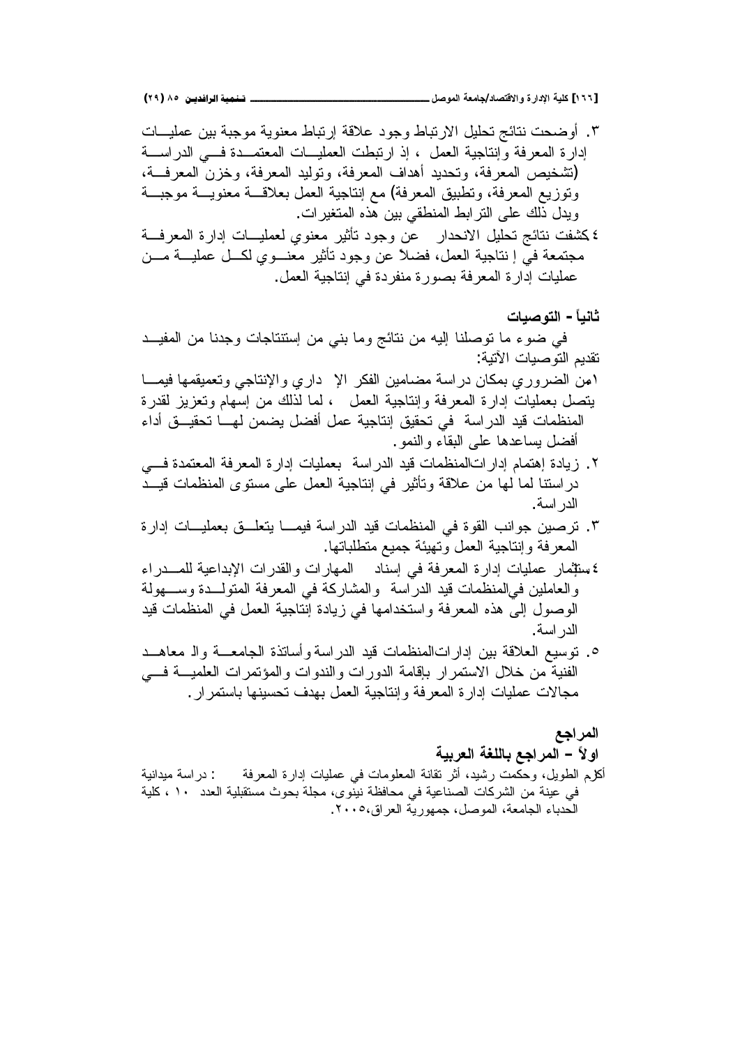٣. أوضحت نتائج تحليل الارتباط وجود علاقة إرتباط معنوية موجبة بين عمليات إدارة المعرفة وإنتاجية العمل ، إذ ارتبطت العمليات المعتمدة في الدراسة (تشخيص المعرفة، وتحديد أهداف المعرفة، وتوليد المعرفة، وخزن المعرفة، وتوزيع المعرفة، وتطبيق المعرفة) مع إنتاجية العمل بعلاقة معنوية موجبة ويدل ذلك على الترابط المنطقي بين هذه المتغيرات.

٤.كشفت نتائج تحليل الانحدار عن وجود تأثير معنوي لعمليات إدارة المعرفة مجتمعة في إنتاجية العمل، فضلاً عن وجود تأثير معنوي لكل عملية من عمليات إدارة المعرفة بصورة منفردة في إنتاجية العمل.

## ثانياً - التوصيات

في ضوء ما توصلنا إليه من نتائج وما بني من إستنتاجات وجدنا من المفيد تقديم التوصيات الآتية:

١.من الضروري بمكان دراسة مضامين الفكر الإداري والإنتاجي وتعميقها فيما يتصل بعمليات إدارة المعرفة وإنتاجية العمل ، لما لذلك من إسهام وتعزيز لقدرة المنظمات قيد الدراسة في تحقيق إنتاجية عمل أفضل يضمن لها تحقيق أداء أفضل يساعدها على البقاء والنمو.

٢. زيادة إهتمام إداراتالمنظمات قيد الدراسة بعمليات إدارة المعرفة المعتمدة في دراستنا لما لها من علاقة وتأثير في إنتاجية العمل على مستوى المنظمات قيد الدراسة.

٣. ترصين جوانب القوة في المنظمات قيد الدراسة فيما يتعلق بعمليات إدارة المعرفة وإنتاجية العمل وتهيئة جميع متطلباتها.

٤.ستثمار عمليات إدارة المعرفة في إسناد المهارات والقدرات الإبداعية للمدراء والعاملين فيالمنظمات قيد الدراسة والمشاركة في المعرفة المتولدة وسهولة الوصول إلى هذه المعرفة واستخدامها في زيادة إنتاجية العمل في المنظمات قيد الدراسة.

٥. توسيع العلاقة بين إداراتالمنظمات قيد الدراسة وأساتذة الجامعة والمعاهد الفنية من خلال الاستمرار بإقامة الدورات والندوات والمؤتمرات العلمية في مجالات عمليات إدارة المعرفة وإنتاجية العمل بهدف تحسينها باستمرار.

## المراجع

### اولاً – المراجع باللغة العربية

أكرم الطويل، وحكمت رشيد، أثر تقانة المعلومات في عمليات إدارة المعرفة : دراسة ميدانية في عينة من الشركات الصناعية في محافظة نينوى، مجلة بحوث مستقبلية العدد ١٠ ، كلية الحدباء الجامعة، الموصل، جمهورية العراق،٢٠٠٥.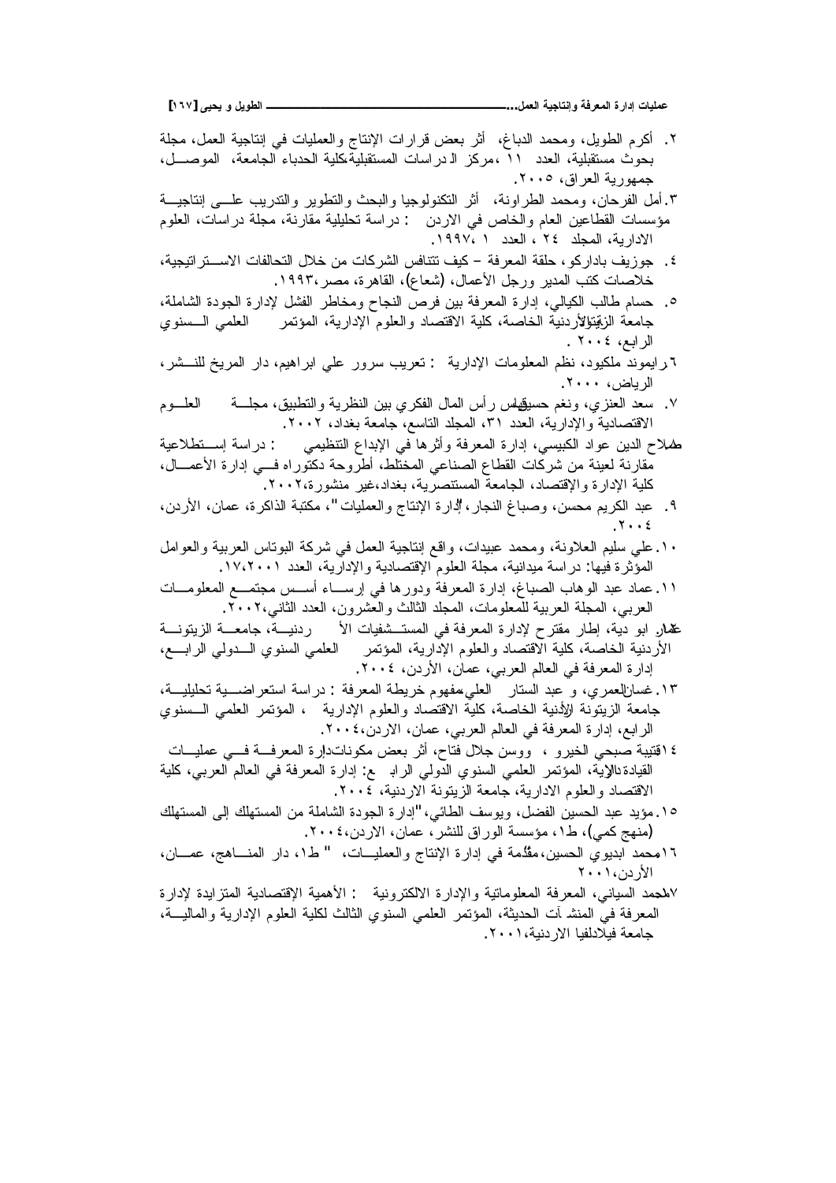٢. أكرم الطويل، ومحمد الدباغ، أثر بعض قرارات الإنتاج والعمليات في إنتاجية العمل، مجلة بحوث مستقبلية، العدد ١١ ،مركز الدراسات المستقبلية،كلية الحدباء الجامعة، الموصل، جمهورية العراق، ٢٠٠٥.

٣. أمل الفرحان، ومحمد الطراونة، أثر التكنولوجيا والبحث والتطوير والتدريب على إنتاجية مؤسسات القطاعين العام والخاص في الاردن : دراسة تحليلية مقارنة، مجلة دراسات، العلوم الادارية، المجلد ٢٤ ، العدد ١ ،١٩٩٧.

٤. جوزيف بادراكو، حلقة المعرفة – كيف تتنافس الشركات من خلال التحالفات الاستراتيجية، خلاصات كتب المدير ورجل الأعمال، (شعاع)، القاهرة، مصر،١٩٩٣.

٥. حسام طالب الكيالي، إدارة المعرفة بين فرص النجاح ومخاطر الفشل لإدارة الجودة الشاملة، جامعة الزيتونة الأردنية الخاصة، كلية الاقتصاد والعلوم الإدارية، المؤتمر العلمي السنوي الرابع، ٢٠٠٤ .

٦. رايموند ملكيود، نظم المعلومات الإدارية : تعريب سرور علي ابراهيم، دار المريخ للنشر، الرياض، ٢٠٠٠.

٧. سعد العنزي، ونغم حسين، قياس رأس المال الفكري بين النظرية والتطبيق، مجلة العلوم الاقتصادية والإدارية، العدد ٣١، المجلد التاسع، جامعة بغداد، ٢٠٠٢.

٨. صلاح الدين عواد الكبيسي، إدارة المعرفة وأثرها في الإبداع التنظيمي : دراسة إستطلاعية مقارنة لعينة من شركات القطاع الصناعي المختلط، أطروحة دكتوراه في إدارة الأعمال، كلية الإدارة والإقتصاد، الجامعة المستنصرية، بغداد،غير منشورة،٢٠٠٢.

٩. عبد الكريم محسن، وصباغ النجار، "إدارة الإنتاج والعمليات"، مكتبة الذاكرة، عمان، الأردن، ٢٠٠٤.

١٠. علي سليم العلاونة، ومحمد عبيدات، واقع إنتاجية العمل في شركة البوتاس العربية والعوامل المؤثرة فيها: دراسة ميدانية، مجلة العلوم الإقتصادية والإدارية، العدد ١٧،٢٠٠١.

١١. عماد عبد الوهاب الصباغ، إدارة المعرفة ودورها في إرساء أسس مجتمع المعلومات العربي، المجلة العربية للمعلومات، المجلد الثالث والعشرون، العدد الثاني،٢٠٠٢.

١٢. عمار ابو دية، إطار مقترح لإدارة المعرفة في المستشفيات الأردنية، جامعة الزيتونة الأردنية الخاصة، كلية الاقتصاد والعلوم الإدارية، المؤتمر العلمي السنوي الدولي الرابع، إدارة المعرفة في العالم العربي، عمان، الأردن، ٢٠٠٤.

١٣. غسان العمري، و عبد الستار العلي، مفهوم خريطة المعرفة : دراسة استعراضية تحليلية، جامعة الزيتونة الأردنية الخاصة، كلية الاقتصاد والعلوم الإدارية ، المؤتمر العلمي السنوي الرابع، إدارة المعرفة في العالم العربي، عمان، الاردن،٢٠٠٤.

١٤. قتيبة صبحي الخيرو ، ووسن جلال فتاح، أثر بعض مكونات إدارة المعرفة في عمليات القيادة الإدارية، المؤتمر العلمي السنوي الدولي الرابع: إدارة المعرفة في العالم العربي، كلية الاقتصاد والعلوم الادارية، جامعة الزيتونة الاردنية، ٢٠٠٤.

١٥. مؤيد عبد الحسين الفضل، ويوسف الطائي، "إدارة الجودة الشاملة من المستهلك إلى المستهلك (منهج كمي)، ط١، مؤسسة الوراق للنشر، عمان، الاردن،٢٠٠٤.

١٦. محمد ابديوي الحسين، مقدمة في إدارة الإنتاج والعمليات، " ط١، دار المناهج، عمان، الأردن،٢٠٠١

١٧. محمد السياني، المعرفة المعلوماتية والإدارة الالكترونية : الأهمية الإقتصادية المتزايدة لإدارة المعرفة في المنشآت الحديثة، المؤتمر العلمي السنوي الثالث لكلية العلوم الإدارية والمالية، جامعة فيلادلفيا الاردنية،٢٠٠١.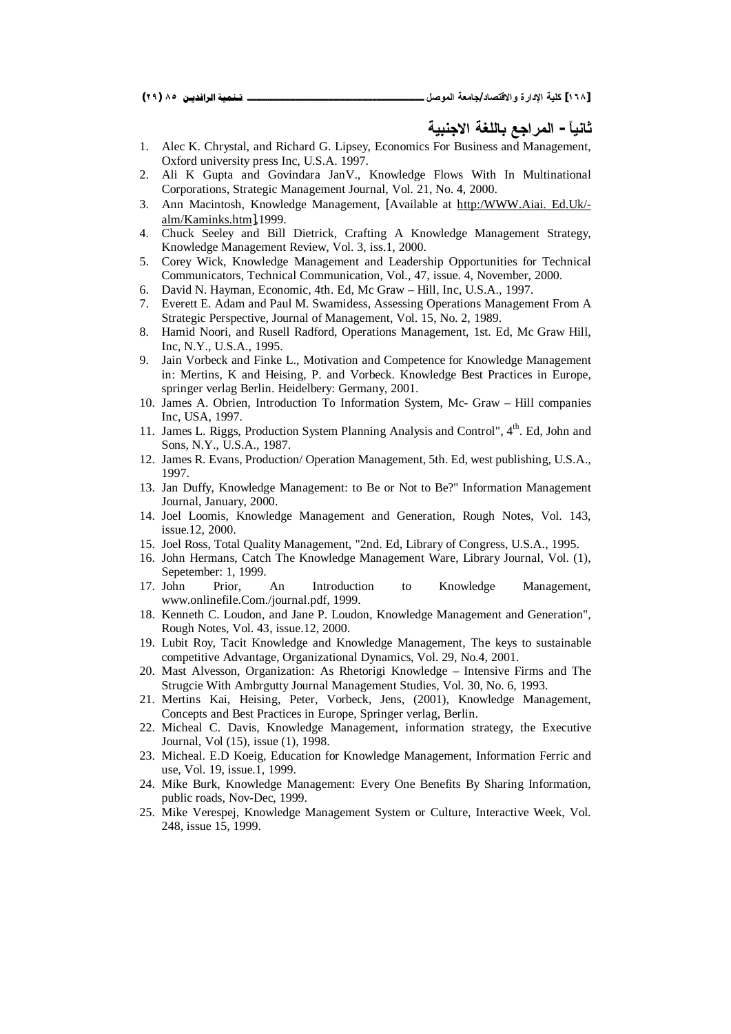## ثانياً - المراجع باللغة الاجنبية

1. Alec K. Chrystal, and Richard G. Lipsey, Economics For Business and Management, Oxford university press Inc, U.S.A. 1997.
2. Ali K Gupta and Govindara JanV., Knowledge Flows With In Multinational Corporations, Strategic Management Journal, Vol. 21, No. 4, 2000.
3. Ann Macintosh, Knowledge Management, [Available at http:/WWW.Aiai. Ed.Uk/-alm/Kaminks.htm],1999.
4. Chuck Seeley and Bill Dietrick, Crafting A Knowledge Management Strategy, Knowledge Management Review, Vol. 3, iss.1, 2000.
5. Corey Wick, Knowledge Management and Leadership Opportunities for Technical Communicators, Technical Communication, Vol., 47, issue. 4, November, 2000.
6. David N. Hayman, Economic, 4th. Ed, Mc Graw – Hill, Inc, U.S.A., 1997.
7. Everett E. Adam and Paul M. Swamidess, Assessing Operations Management From A Strategic Perspective, Journal of Management, Vol. 15, No. 2, 1989.
8. Hamid Noori, and Rusell Radford, Operations Management, 1st. Ed, Mc Graw Hill, Inc, N.Y., U.S.A., 1995.
9. Jain Vorbeck and Finke L., Motivation and Competence for Knowledge Management in: Mertins, K and Heising, P. and Vorbeck. Knowledge Best Practices in Europe, springer verlag Berlin. Heidelbery: Germany, 2001.
10. James A. Obrien, Introduction To Information System, Mc- Graw – Hill companies Inc, USA, 1997.
11. James L. Riggs, Production System Planning Analysis and Control", 4th. Ed, John and Sons, N.Y., U.S.A., 1987.
12. James R. Evans, Production/ Operation Management, 5th. Ed, west publishing, U.S.A., 1997.
13. Jan Duffy, Knowledge Management: to Be or Not to Be?" Information Management Journal, January, 2000.
14. Joel Loomis, Knowledge Management and Generation, Rough Notes, Vol. 143, issue.12, 2000.
15. Joel Ross, Total Quality Management, "2nd. Ed, Library of Congress, U.S.A., 1995.
16. John Hermans, Catch The Knowledge Management Ware, Library Journal, Vol. (1), Sepetember: 1, 1999.
17. John Prior, An Introduction to Knowledge Management, www.onlinefile.Com./journal.pdf, 1999.
18. Kenneth C. Loudon, and Jane P. Loudon, Knowledge Management and Generation", Rough Notes, Vol. 43, issue.12, 2000.
19. Lubit Roy, Tacit Knowledge and Knowledge Management, The keys to sustainable competitive Advantage, Organizational Dynamics, Vol. 29, No.4, 2001.
20. Mast Alvesson, Organization: As Rhetorigi Knowledge – Intensive Firms and The Strugcie With Ambrgutty Journal Management Studies, Vol. 30, No. 6, 1993.
21. Mertins Kai, Heising, Peter, Vorbeck, Jens, (2001), Knowledge Management, Concepts and Best Practices in Europe, Springer verlag, Berlin.
22. Micheal C. Davis, Knowledge Management, information strategy, the Executive Journal, Vol (15), issue (1), 1998.
23. Micheal. E.D Koeig, Education for Knowledge Management, Information Ferric and use, Vol. 19, issue.1, 1999.
24. Mike Burk, Knowledge Management: Every One Benefits By Sharing Information, public roads, Nov-Dec, 1999.
25. Mike Verespej, Knowledge Management System or Culture, Interactive Week, Vol. 248, issue 15, 1999.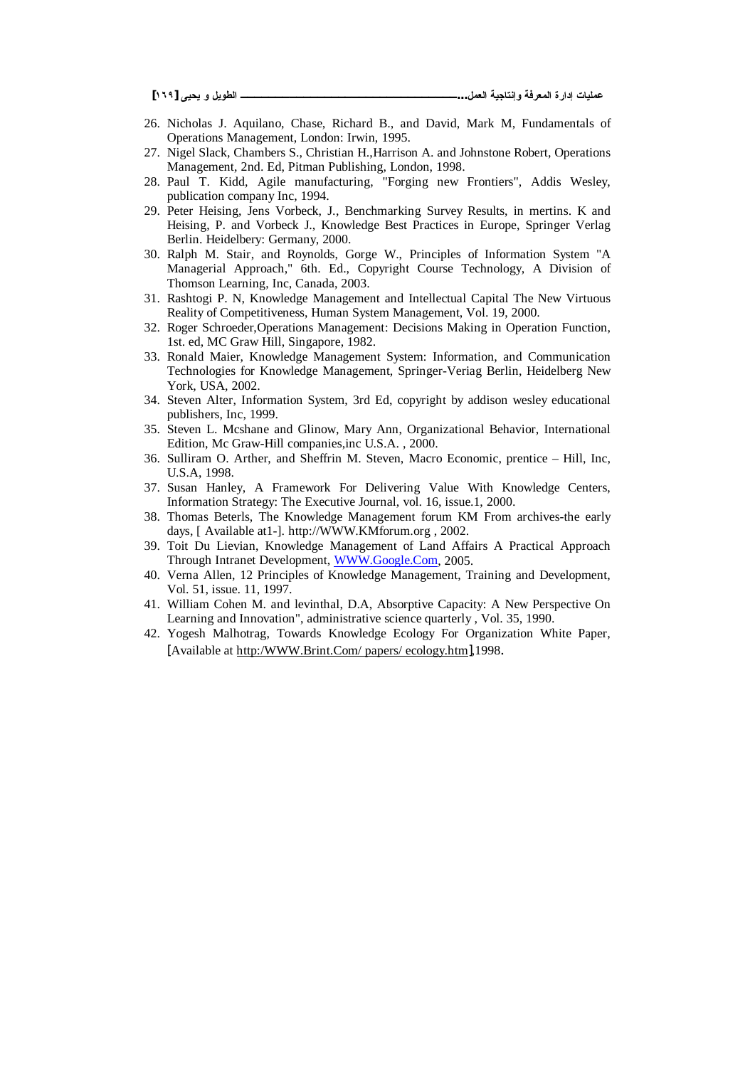26. Nicholas J. Aquilano, Chase, Richard B., and David, Mark M, Fundamentals of Operations Management, London: Irwin, 1995.
27. Nigel Slack, Chambers S., Christian H.,Harrison A. and Johnstone Robert, Operations Management, 2nd. Ed, Pitman Publishing, London, 1998.
28. Paul T. Kidd, Agile manufacturing, "Forging new Frontiers", Addis Wesley, publication company Inc, 1994.
29. Peter Heising, Jens Vorbeck, J., Benchmarking Survey Results, in mertins. K and Heising, P. and Vorbeck J., Knowledge Best Practices in Europe, Springer Verlag Berlin. Heidelbery: Germany, 2000.
30. Ralph M. Stair, and Roynolds, Gorge W., Principles of Information System "A Managerial Approach," 6th. Ed., Copyright Course Technology, A Division of Thomson Learning, Inc, Canada, 2003.
31. Rashtogi P. N, Knowledge Management and Intellectual Capital The New Virtuous Reality of Competitiveness, Human System Management, Vol. 19, 2000.
32. Roger Schroeder,Operations Management: Decisions Making in Operation Function, 1st. ed, MC Graw Hill, Singapore, 1982.
33. Ronald Maier, Knowledge Management System: Information, and Communication Technologies for Knowledge Management, Springer-Veriag Berlin, Heidelberg New York, USA, 2002.
34. Steven Alter, Information System, 3rd Ed, copyright by addison wesley educational publishers, Inc, 1999.
35. Steven L. Mcshane and Glinow, Mary Ann, Organizational Behavior, International Edition, Mc Graw-Hill companies,inc U.S.A. , 2000.
36. Sulliram O. Arther, and Sheffrin M. Steven, Macro Economic, prentice – Hill, Inc, U.S.A, 1998.
37. Susan Hanley, A Framework For Delivering Value With Knowledge Centers, Information Strategy: The Executive Journal, vol. 16, issue.1, 2000.
38. Thomas Beterls, The Knowledge Management forum KM From archives-the early days, [ Available at1-]. http://WWW.KMforum.org , 2002.
39. Toit Du Lievian, Knowledge Management of Land Affairs A Practical Approach Through Intranet Development, WWW.Google.Com, 2005.
40. Verna Allen, 12 Principles of Knowledge Management, Training and Development, Vol. 51, issue. 11, 1997.
41. William Cohen M. and levinthal, D.A, Absorptive Capacity: A New Perspective On Learning and Innovation", administrative science quarterly , Vol. 35, 1990.
42. Yogesh Malhotrag, Towards Knowledge Ecology For Organization White Paper, [Available at http:/WWW.Brint.Com/ papers/ ecology.htm],1998.